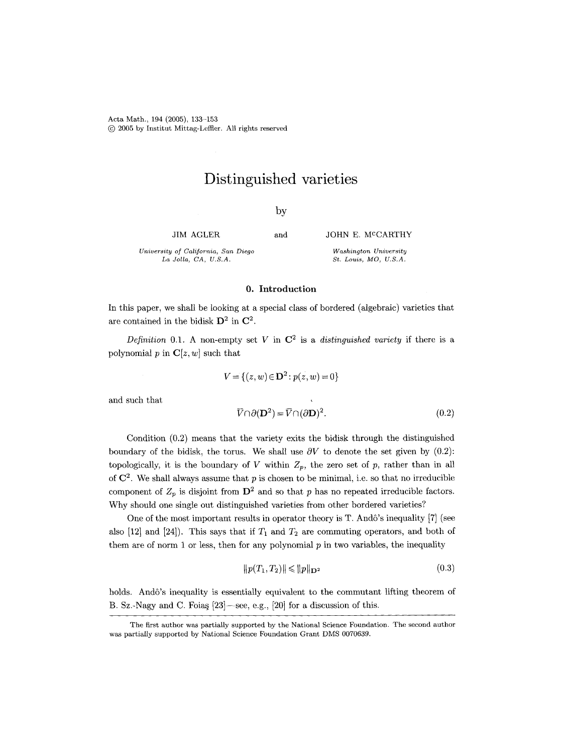# Distinguished varieties

by

JIM AGLER and JOHN E. McCARTHY

*University of California, San Diego*
*La Jolla, CA, U.S.A.*

*Washington University*
*St. Louis, MO, U.S.A.*

## 0. Introduction

In this paper, we shall be looking at a special class of bordered (algebraic) varieties that are contained in the bidisk $\mathbf{D}^2$ in $\mathbf{C}^2$.

*Definition* 0.1. A non-empty set $V$ in $\mathbf{C}^2$ is a *distinguished variety* if there is a polynomial $p$ in $\mathbf{C}[z,w]$ such that

$$V = \{(z,w) \in \mathbf{D}^2 : p(z,w) = 0\}$$

and such that

$$\bar{V} \cap \partial(\mathbf{D}^2) = \bar{V} \cap (\partial \mathbf{D})^2. \tag{0.2}$$

Condition (0.2) means that the variety exits the bidisk through the distinguished boundary of the bidisk, the torus. We shall use $\partial V$ to denote the set given by (0.2): topologically, it is the boundary of $V$ within $Z_p$, the zero set of $p$, rather than in all of $\mathbf{C}^2$. We shall always assume that $p$ is chosen to be minimal, i.e. so that no irreducible component of $Z_p$ is disjoint from $\mathbf{D}^2$ and so that $p$ has no repeated irreducible factors. Why should one single out distinguished varieties from other bordered varieties?

One of the most important results in operator theory is T. Andô's inequality [7] (see also [12] and [24]). This says that if $T_1$ and $T_2$ are commuting operators, and both of them are of norm 1 or less, then for any polynomial $p$ in two variables, the inequality

$$\|p(T_1, T_2)\| \leqslant \|p\|_{\mathbf{D}^2} \tag{0.3}$$

holds. Andô's inequality is essentially equivalent to the commutant lifting theorem of B. Sz.-Nagy and C. Foiaş [23]—see, e.g., [20] for a discussion of this.

---

The first author was partially supported by the National Science Foundation. The second author was partially supported by National Science Foundation Grant DMS 0070639.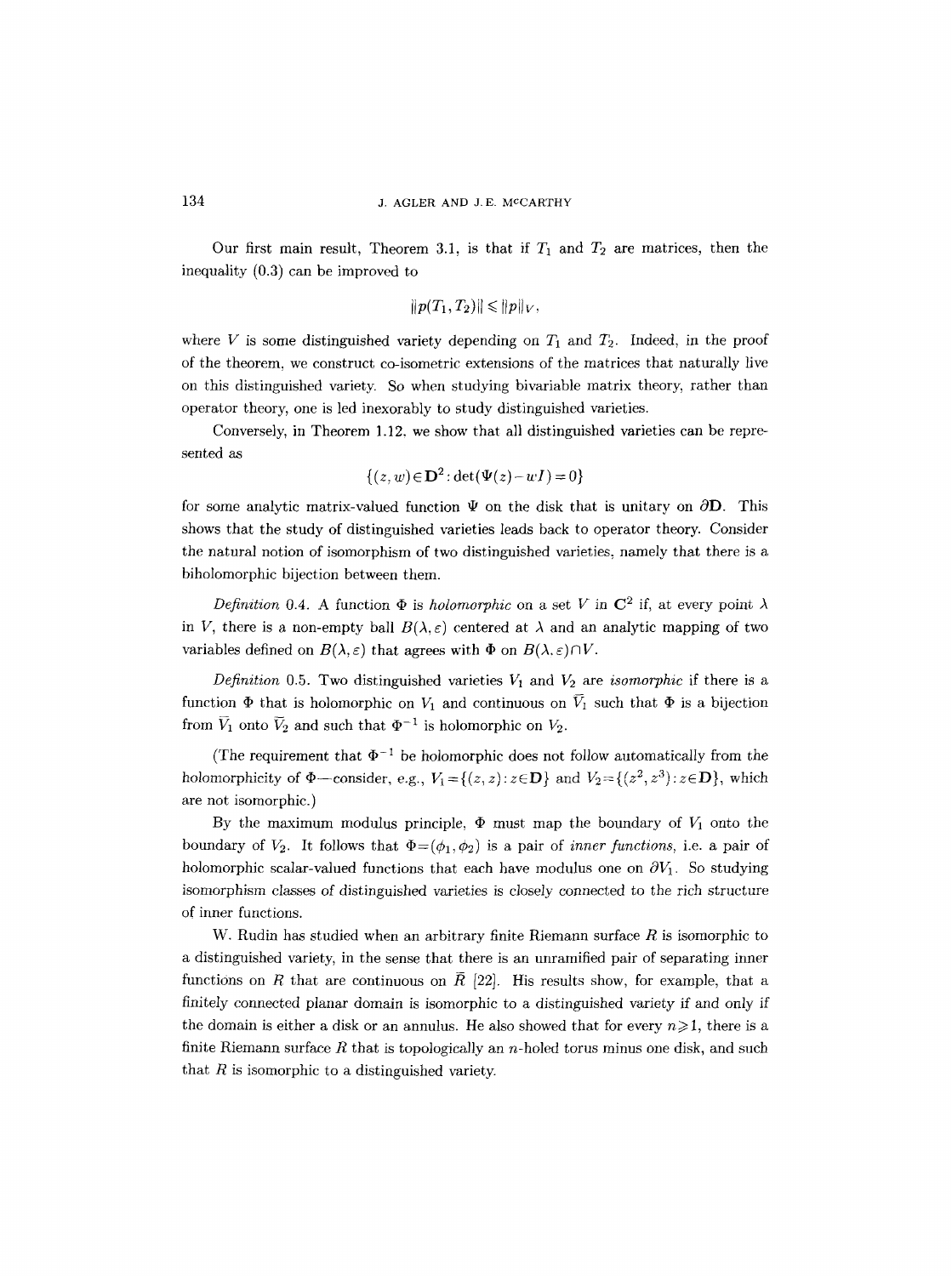Our first main result, Theorem 3.1, is that if $T_1$ and $T_2$ are matrices, then the inequality (0.3) can be improved to

$$\|p(T_1, T_2)\| \leqslant \|p\|_V,$$

where $V$ is some distinguished variety depending on $T_1$ and $T_2$. Indeed, in the proof of the theorem, we construct co-isometric extensions of the matrices that naturally live on this distinguished variety. So when studying bivariable matrix theory, rather than operator theory, one is led inexorably to study distinguished varieties.

Conversely, in Theorem 1.12, we show that all distinguished varieties can be represented as

$$\{(z, w) \in \mathbf{D}^2 : \det(\Psi(z) - wI) = 0\}$$

for some analytic matrix-valued function $\Psi$ on the disk that is unitary on $\partial\mathbf{D}$. This shows that the study of distinguished varieties leads back to operator theory. Consider the natural notion of isomorphism of two distinguished varieties, namely that there is a biholomorphic bijection between them.

*Definition* 0.4. A function $\Phi$ is *holomorphic* on a set $V$ in $\mathbf{C}^2$ if, at every point $\lambda$ in $V$, there is a non-empty ball $B(\lambda, \varepsilon)$ centered at $\lambda$ and an analytic mapping of two variables defined on $B(\lambda, \varepsilon)$ that agrees with $\Phi$ on $B(\lambda, \varepsilon) \cap V$.

*Definition* 0.5. Two distinguished varieties $V_1$ and $V_2$ are *isomorphic* if there is a function $\Phi$ that is holomorphic on $V_1$ and continuous on $\overline{V}_1$ such that $\Phi$ is a bijection from $\overline{V}_1$ onto $\overline{V}_2$ and such that $\Phi^{-1}$ is holomorphic on $V_2$.

(The requirement that $\Phi^{-1}$ be holomorphic does not follow automatically from the holomorphicity of $\Phi$—consider, e.g., $V_1 = \{(z, z) : z \in \mathbf{D}\}$ and $V_2 = \{(z^2, z^3) : z \in \mathbf{D}\}$, which are not isomorphic.)

By the maximum modulus principle, $\Phi$ must map the boundary of $V_1$ onto the boundary of $V_2$. It follows that $\Phi = (\phi_1, \phi_2)$ is a pair of *inner functions*, i.e. a pair of holomorphic scalar-valued functions that each have modulus one on $\partial V_1$. So studying isomorphism classes of distinguished varieties is closely connected to the rich structure of inner functions.

W. Rudin has studied when an arbitrary finite Riemann surface $R$ is isomorphic to a distinguished variety, in the sense that there is an unramified pair of separating inner functions on $R$ that are continuous on $\overline{R}$ [22]. His results show, for example, that a finitely connected planar domain is isomorphic to a distinguished variety if and only if the domain is either a disk or an annulus. He also showed that for every $n \geqslant 1$, there is a finite Riemann surface $R$ that is topologically an $n$-holed torus minus one disk, and such that $R$ is isomorphic to a distinguished variety.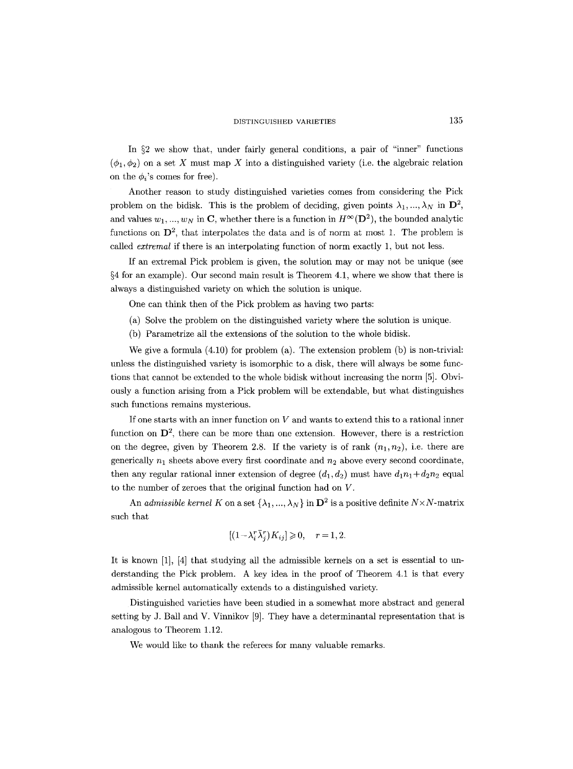In §2 we show that, under fairly general conditions, a pair of "inner" functions $(\phi_1, \phi_2)$ on a set $X$ must map $X$ into a distinguished variety (i.e. the algebraic relation on the $\phi_i$'s comes for free).

Another reason to study distinguished varieties comes from considering the Pick problem on the bidisk. This is the problem of deciding, given points $\lambda_1, ..., \lambda_N$ in $\mathbf{D}^2$, and values $w_1, ..., w_N$ in $\mathbf{C}$, whether there is a function in $H^\infty(\mathbf{D}^2)$, the bounded analytic functions on $\mathbf{D}^2$, that interpolates the data and is of norm at most 1. The problem is called *extremal* if there is an interpolating function of norm exactly 1, but not less.

If an extremal Pick problem is given, the solution may or may not be unique (see §4 for an example). Our second main result is Theorem 4.1, where we show that there is always a distinguished variety on which the solution is unique.

One can think then of the Pick problem as having two parts:

(a) Solve the problem on the distinguished variety where the solution is unique.

(b) Parametrize all the extensions of the solution to the whole bidisk.

We give a formula (4.10) for problem (a). The extension problem (b) is non-trivial: unless the distinguished variety is isomorphic to a disk, there will always be some functions that cannot be extended to the whole bidisk without increasing the norm [5]. Obviously a function arising from a Pick problem will be extendable, but what distinguishes such functions remains mysterious.

If one starts with an inner function on $V$ and wants to extend this to a rational inner function on $\mathbf{D}^2$, there can be more than one extension. However, there is a restriction on the degree, given by Theorem 2.8. If the variety is of rank $(n_1, n_2)$, i.e. there are generically $n_1$ sheets above every first coordinate and $n_2$ above every second coordinate, then any regular rational inner extension of degree $(d_1, d_2)$ must have $d_1 n_1 + d_2 n_2$ equal to the number of zeroes that the original function had on $V$.

An *admissible kernel* $K$ on a set $\{\lambda_1, ..., \lambda_N\}$ in $\mathbf{D}^2$ is a positive definite $N \times N$-matrix such that

$$[(1 - \lambda_i^r \bar{\lambda}_j^r) K_{ij}] \geqslant 0, \quad r = 1, 2.$$

It is known [1], [4] that studying all the admissible kernels on a set is essential to understanding the Pick problem. A key idea in the proof of Theorem 4.1 is that every admissible kernel automatically extends to a distinguished variety.

Distinguished varieties have been studied in a somewhat more abstract and general setting by J. Ball and V. Vinnikov [9]. They have a determinantal representation that is analogous to Theorem 1.12.

We would like to thank the referees for many valuable remarks.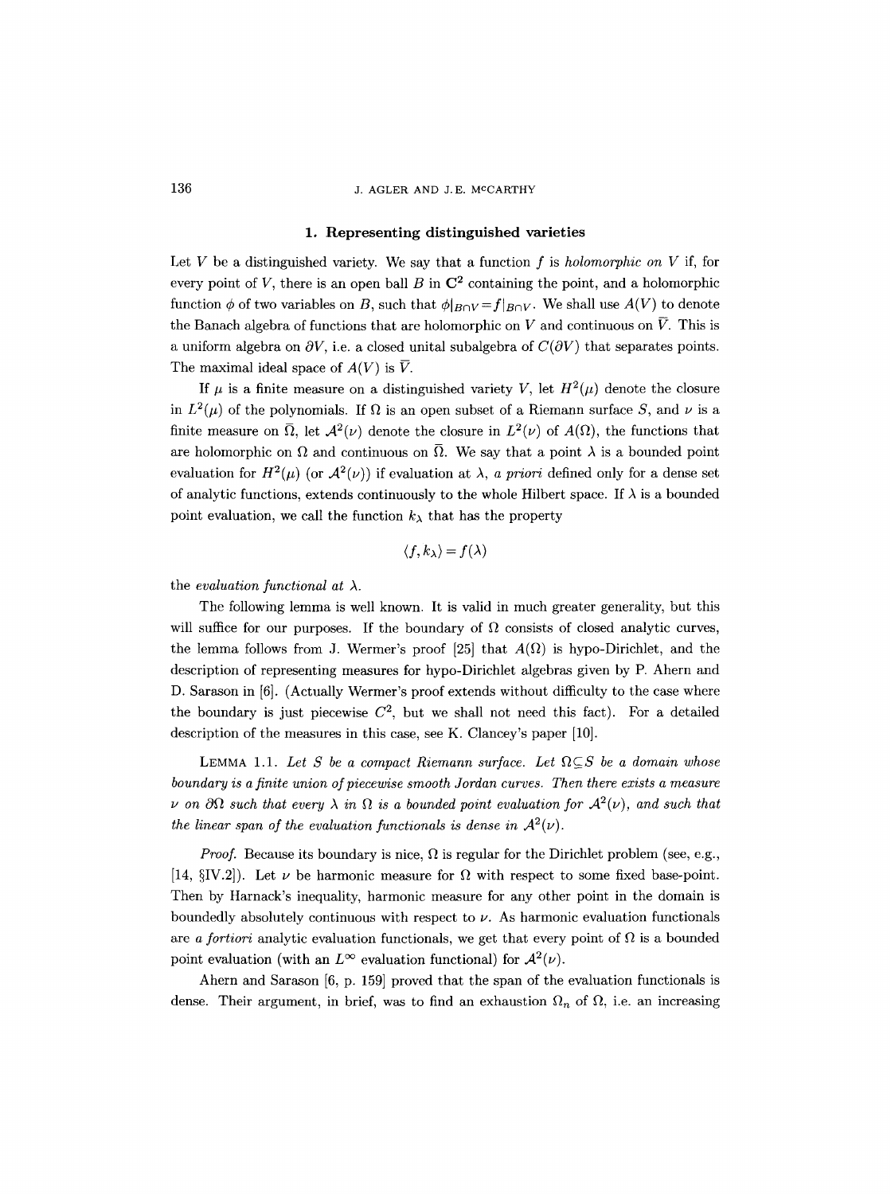## 1. Representing distinguished varieties

Let $V$ be a distinguished variety. We say that a function $f$ is *holomorphic on* $V$ if, for every point of $V$, there is an open ball $B$ in $\mathbf{C}^2$ containing the point, and a holomorphic function $\phi$ of two variables on $B$, such that $\phi|_{B\cap V} = f|_{B\cap V}$. We shall use $A(V)$ to denote the Banach algebra of functions that are holomorphic on $V$ and continuous on $\overline{V}$. This is a uniform algebra on $\partial V$, i.e. a closed unital subalgebra of $C(\partial V)$ that separates points. The maximal ideal space of $A(V)$ is $\overline{V}$.

If $\mu$ is a finite measure on a distinguished variety $V$, let $H^2(\mu)$ denote the closure in $L^2(\mu)$ of the polynomials. If $\Omega$ is an open subset of a Riemann surface $S$, and $\nu$ is a finite measure on $\overline{\Omega}$, let $\mathcal{A}^2(\nu)$ denote the closure in $L^2(\nu)$ of $A(\Omega)$, the functions that are holomorphic on $\Omega$ and continuous on $\overline{\Omega}$. We say that a point $\lambda$ is a bounded point evaluation for $H^2(\mu)$ (or $\mathcal{A}^2(\nu)$) if evaluation at $\lambda$, *a priori* defined only for a dense set of analytic functions, extends continuously to the whole Hilbert space. If $\lambda$ is a bounded point evaluation, we call the function $k_\lambda$ that has the property

$$\langle f, k_\lambda \rangle = f(\lambda)$$

the *evaluation functional at* $\lambda$.

The following lemma is well known. It is valid in much greater generality, but this will suffice for our purposes. If the boundary of $\Omega$ consists of closed analytic curves, the lemma follows from J. Wermer's proof [25] that $A(\Omega)$ is hypo-Dirichlet, and the description of representing measures for hypo-Dirichlet algebras given by P. Ahern and D. Sarason in [6]. (Actually Wermer's proof extends without difficulty to the case where the boundary is just piecewise $C^2$, but we shall not need this fact). For a detailed description of the measures in this case, see K. Clancey's paper [10].

LEMMA 1.1. *Let $S$ be a compact Riemann surface. Let $\Omega \subseteq S$ be a domain whose boundary is a finite union of piecewise smooth Jordan curves. Then there exists a measure $\nu$ on $\partial\Omega$ such that every $\lambda$ in $\Omega$ is a bounded point evaluation for $\mathcal{A}^2(\nu)$, and such that the linear span of the evaluation functionals is dense in $\mathcal{A}^2(\nu)$.*

*Proof.* Because its boundary is nice, $\Omega$ is regular for the Dirichlet problem (see, e.g., [14, §IV.2]). Let $\nu$ be harmonic measure for $\Omega$ with respect to some fixed base-point. Then by Harnack's inequality, harmonic measure for any other point in the domain is boundedly absolutely continuous with respect to $\nu$. As harmonic evaluation functionals are *a fortiori* analytic evaluation functionals, we get that every point of $\Omega$ is a bounded point evaluation (with an $L^\infty$ evaluation functional) for $\mathcal{A}^2(\nu)$.

Ahern and Sarason [6, p. 159] proved that the span of the evaluation functionals is dense. Their argument, in brief, was to find an exhaustion $\Omega_n$ of $\Omega$, i.e. an increasing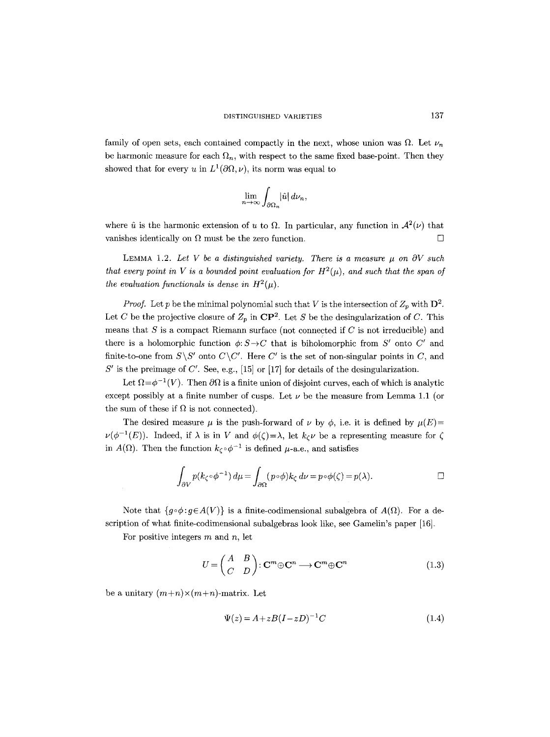family of open sets, each contained compactly in the next, whose union was $\Omega$. Let $\nu_n$ be harmonic measure for each $\Omega_n$, with respect to the same fixed base-point. Then they showed that for every $u$ in $L^1(\partial\Omega, \nu)$, its norm was equal to

$$\lim_{n\to\infty} \int_{\partial\Omega_n} |\hat{u}| \, d\nu_n,$$

where $\hat{u}$ is the harmonic extension of $u$ to $\Omega$. In particular, any function in $\mathcal{A}^2(\nu)$ that vanishes identically on $\Omega$ must be the zero function. $\square$

LEMMA 1.2. *Let $V$ be a distinguished variety. There is a measure $\mu$ on $\partial V$ such that every point in $V$ is a bounded point evaluation for $H^2(\mu)$, and such that the span of the evaluation functionals is dense in $H^2(\mu)$.*

*Proof.* Let $p$ be the minimal polynomial such that $V$ is the intersection of $Z_p$ with $\mathbf{D}^2$. Let $C$ be the projective closure of $Z_p$ in $\mathbf{CP}^2$. Let $S$ be the desingularization of $C$. This means that $S$ is a compact Riemann surface (not connected if $C$ is not irreducible) and there is a holomorphic function $\phi: S \to C$ that is biholomorphic from $S'$ onto $C'$ and finite-to-one from $S \setminus S'$ onto $C \setminus C'$. Here $C'$ is the set of non-singular points in $C$, and $S'$ is the preimage of $C'$. See, e.g., [15] or [17] for details of the desingularization.

Let $\Omega = \phi^{-1}(V)$. Then $\partial\Omega$ is a finite union of disjoint curves, each of which is analytic except possibly at a finite number of cusps. Let $\nu$ be the measure from Lemma 1.1 (or the sum of these if $\Omega$ is not connected).

The desired measure $\mu$ is the push-forward of $\nu$ by $\phi$, i.e. it is defined by $\mu(E) = \nu(\phi^{-1}(E))$. Indeed, if $\lambda$ is in $V$ and $\phi(\zeta) = \lambda$, let $k_\zeta \nu$ be a representing measure for $\zeta$ in $A(\Omega)$. Then the function $k_\zeta \circ \phi^{-1}$ is defined $\mu$-a.e., and satisfies

$$\int_{\partial V} p(k_\zeta \circ \phi^{-1}) \, d\mu = \int_{\partial\Omega} (p \circ \phi) k_\zeta \, d\nu = p \circ \phi(\zeta) = p(\lambda). \qquad \square$$

Note that $\{g \circ \phi : g \in A(V)\}$ is a finite-codimensional subalgebra of $A(\Omega)$. For a description of what finite-codimensional subalgebras look like, see Gamelin's paper [16].

For positive integers $m$ and $n$, let

$$U = \begin{pmatrix} A & B \\ C & D \end{pmatrix} : \mathbf{C}^m \oplus \mathbf{C}^n \longrightarrow \mathbf{C}^m \oplus \mathbf{C}^n \tag{1.3}$$

be a unitary $(m+n) \times (m+n)$-matrix. Let

$$\Psi(z) = A + zB(I - zD)^{-1}C \tag{1.4}$$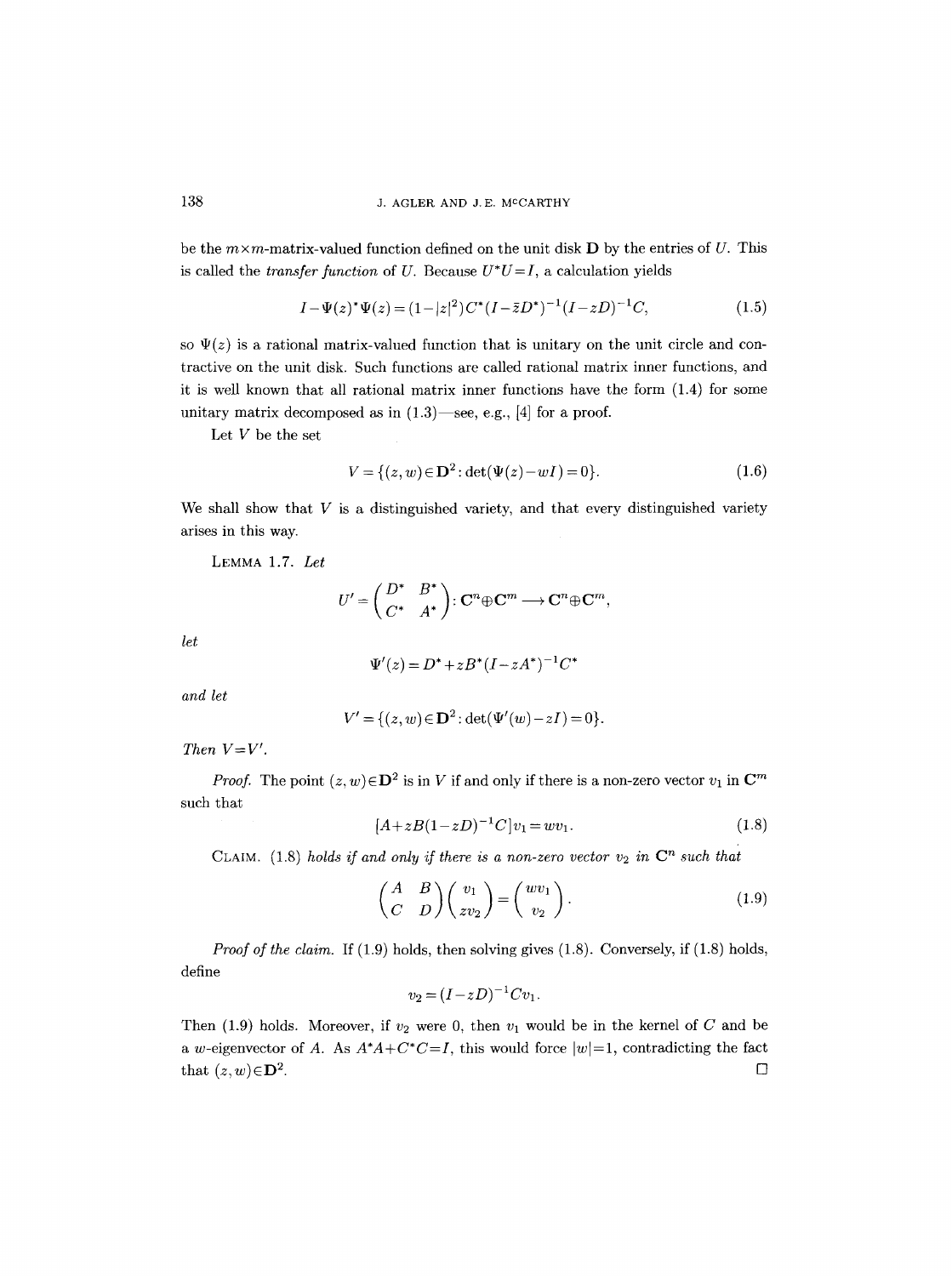be the $m\times m$-matrix-valued function defined on the unit disk $\mathbf{D}$ by the entries of $U$. This is called the *transfer function* of $U$. Because $U^*U=I$, a calculation yields

$$I-\Psi(z)^*\Psi(z)=(1-|z|^2)C^*(I-\bar{z}D^*)^{-1}(I-zD)^{-1}C, \tag{1.5}$$

so $\Psi(z)$ is a rational matrix-valued function that is unitary on the unit circle and contractive on the unit disk. Such functions are called rational matrix inner functions, and it is well known that all rational matrix inner functions have the form (1.4) for some unitary matrix decomposed as in (1.3)—see, e.g., [4] for a proof.

Let $V$ be the set

$$V=\{(z,w)\in\mathbf{D}^2:\det(\Psi(z)-wI)=0\}. \tag{1.6}$$

We shall show that $V$ is a distinguished variety, and that every distinguished variety arises in this way.

LEMMA 1.7. *Let*

$$U'=\begin{pmatrix} D^* & B^* \\ C^* & A^* \end{pmatrix}: \mathbf{C}^n\oplus\mathbf{C}^m \longrightarrow \mathbf{C}^n\oplus\mathbf{C}^m,$$

*let*

$$\Psi'(z)=D^*+zB^*(I-zA^*)^{-1}C^*$$

*and let*

$$V'=\{(z,w)\in\mathbf{D}^2:\det(\Psi'(w)-zI)=0\}.$$

*Then* $V=V'$.

*Proof.* The point $(z,w)\in\mathbf{D}^2$ is in $V$ if and only if there is a non-zero vector $v_1$ in $\mathbf{C}^m$ such that

$$[A+zB(1-zD)^{-1}C]v_1=wv_1. \tag{1.8}$$

CLAIM. (1.8) *holds if and only if there is a non-zero vector $v_2$ in $\mathbf{C}^n$ such that*

$$\begin{pmatrix} A & B \\ C & D \end{pmatrix}\begin{pmatrix} v_1 \\ zv_2 \end{pmatrix}=\begin{pmatrix} wv_1 \\ v_2 \end{pmatrix}. \tag{1.9}$$

*Proof of the claim.* If (1.9) holds, then solving gives (1.8). Conversely, if (1.8) holds, define

$$v_2=(I-zD)^{-1}Cv_1.$$

Then (1.9) holds. Moreover, if $v_2$ were 0, then $v_1$ would be in the kernel of $C$ and be a $w$-eigenvector of $A$. As $A^*A+C^*C=I$, this would force $|w|=1$, contradicting the fact that $(z,w)\in\mathbf{D}^2$. $\square$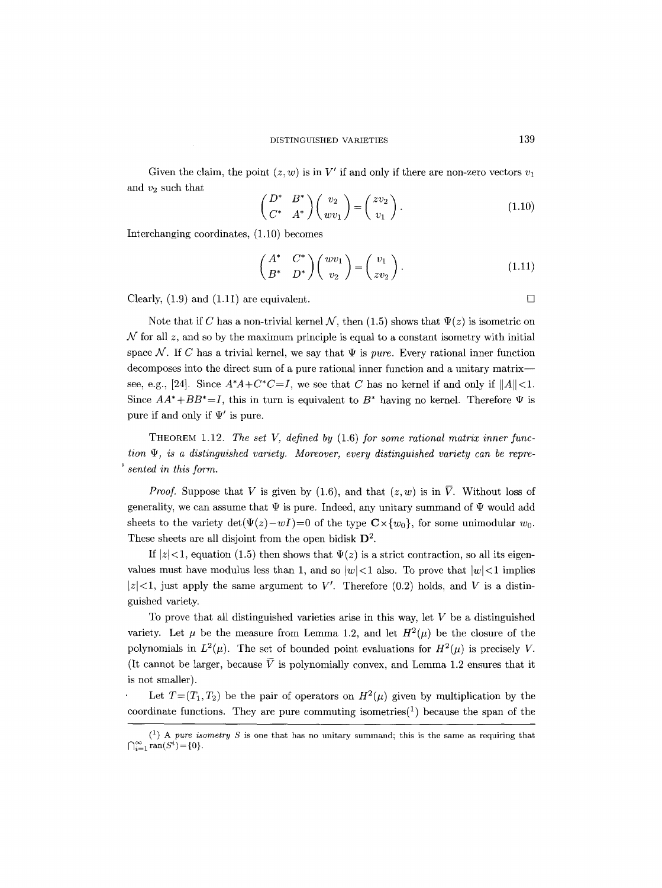Given the claim, the point $(z,w)$ is in $V'$ if and only if there are non-zero vectors $v_1$ and $v_2$ such that

$$\begin{pmatrix} D^* & B^* \\ C^* & A^* \end{pmatrix} \begin{pmatrix} v_2 \\ wv_1 \end{pmatrix} = \begin{pmatrix} zv_2 \\ v_1 \end{pmatrix}. \tag{1.10}$$

Interchanging coordinates, (1.10) becomes

$$\begin{pmatrix} A^* & C^* \\ B^* & D^* \end{pmatrix} \begin{pmatrix} wv_1 \\ v_2 \end{pmatrix} = \begin{pmatrix} v_1 \\ zv_2 \end{pmatrix}. \tag{1.11}$$

Clearly, (1.9) and (1.11) are equivalent. $\square$

Note that if $C$ has a non-trivial kernel $\mathcal{N}$, then (1.5) shows that $\Psi(z)$ is isometric on $\mathcal{N}$ for all $z$, and so by the maximum principle is equal to a constant isometry with initial space $\mathcal{N}$. If $C$ has a trivial kernel, we say that $\Psi$ is *pure*. Every rational inner function decomposes into the direct sum of a pure rational inner function and a unitary matrix—see, e.g., [24]. Since $A^*A+C^*C=I$, we see that $C$ has no kernel if and only if $\|A\|<1$. Since $AA^*+BB^*=I$, this in turn is equivalent to $B^*$ having no kernel. Therefore $\Psi$ is pure if and only if $\Psi'$ is pure.

THEOREM 1.12. *The set $V$, defined by (1.6) for some rational matrix inner function $\Psi$, is a distinguished variety. Moreover, every distinguished variety can be represented in this form.*

*Proof.* Suppose that $V$ is given by (1.6), and that $(z,w)$ is in $\overline{V}$. Without loss of generality, we can assume that $\Psi$ is pure. Indeed, any unitary summand of $\Psi$ would add sheets to the variety $\det(\Psi(z)-wI)=0$ of the type $\mathbf{C}\times\{w_0\}$, for some unimodular $w_0$. These sheets are all disjoint from the open bidisk $\mathbf{D}^2$.

If $|z|<1$, equation (1.5) then shows that $\Psi(z)$ is a strict contraction, so all its eigenvalues must have modulus less than 1, and so $|w|<1$ also. To prove that $|w|<1$ implies $|z|<1$, just apply the same argument to $V'$. Therefore (0.2) holds, and $V$ is a distinguished variety.

To prove that all distinguished varieties arise in this way, let $V$ be a distinguished variety. Let $\mu$ be the measure from Lemma 1.2, and let $H^2(\mu)$ be the closure of the polynomials in $L^2(\mu)$. The set of bounded point evaluations for $H^2(\mu)$ is precisely $V$. (It cannot be larger, because $\overline{V}$ is polynomially convex, and Lemma 1.2 ensures that it is not smaller).

Let $T=(T_1,T_2)$ be the pair of operators on $H^2(\mu)$ given by multiplication by the coordinate functions. They are pure commuting isometries[1] because the span of the

---

[1] A *pure isometry* $S$ is one that has no unitary summand; this is the same as requiring that $\bigcap_{i=1}^{\infty}\operatorname{ran}(S^i)=\{0\}$.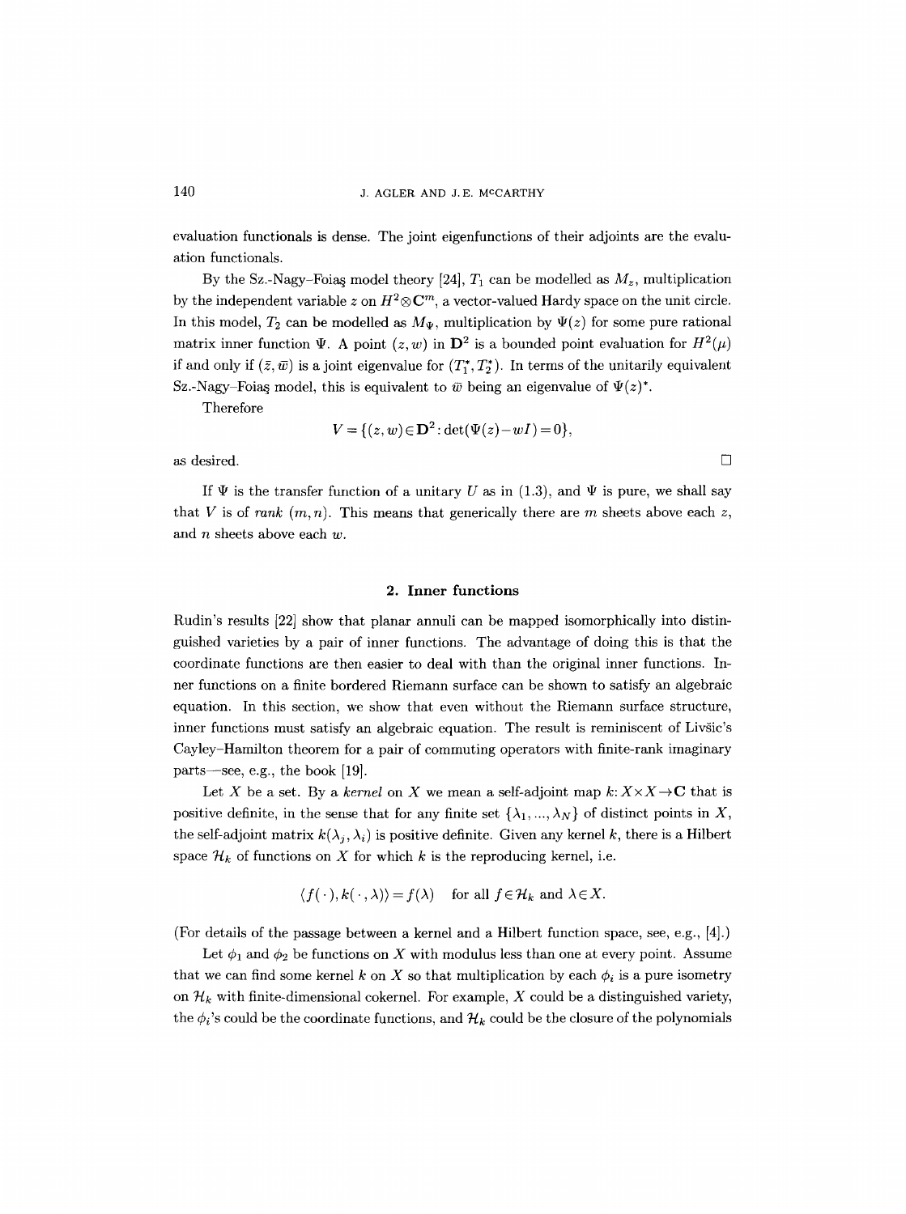evaluation functionals is dense. The joint eigenfunctions of their adjoints are the evaluation functionals.

By the Sz.-Nagy–Foiaş model theory [24], $T_1$ can be modelled as $M_z$, multiplication by the independent variable $z$ on $H^2 \otimes \mathbf{C}^m$, a vector-valued Hardy space on the unit circle. In this model, $T_2$ can be modelled as $M_\Psi$, multiplication by $\Psi(z)$ for some pure rational matrix inner function $\Psi$. A point $(z, w)$ in $\mathbf{D}^2$ is a bounded point evaluation for $H^2(\mu)$ if and only if $(\bar{z}, \bar{w})$ is a joint eigenvalue for $(T_1^*, T_2^*)$. In terms of the unitarily equivalent Sz.-Nagy–Foiaş model, this is equivalent to $\bar{w}$ being an eigenvalue of $\Psi(z)^*$.

Therefore

$$V = \{(z, w) \in \mathbf{D}^2 : \det(\Psi(z) - wI) = 0\},$$

as desired. □

If $\Psi$ is the transfer function of a unitary $U$ as in (1.3), and $\Psi$ is pure, we shall say that $V$ is of *rank* $(m, n)$. This means that generically there are $m$ sheets above each $z$, and $n$ sheets above each $w$.

## 2. Inner functions

Rudin's results [22] show that planar annuli can be mapped isomorphically into distinguished varieties by a pair of inner functions. The advantage of doing this is that the coordinate functions are then easier to deal with than the original inner functions. Inner functions on a finite bordered Riemann surface can be shown to satisfy an algebraic equation. In this section, we show that even without the Riemann surface structure, inner functions must satisfy an algebraic equation. The result is reminiscent of Livšic's Cayley–Hamilton theorem for a pair of commuting operators with finite-rank imaginary parts—see, e.g., the book [19].

Let $X$ be a set. By a *kernel* on $X$ we mean a self-adjoint map $k: X \times X \to \mathbf{C}$ that is positive definite, in the sense that for any finite set $\{\lambda_1, ..., \lambda_N\}$ of distinct points in $X$, the self-adjoint matrix $k(\lambda_j, \lambda_i)$ is positive definite. Given any kernel $k$, there is a Hilbert space $\mathcal{H}_k$ of functions on $X$ for which $k$ is the reproducing kernel, i.e.

$$\langle f(\,\cdot\,), k(\,\cdot\,, \lambda) \rangle = f(\lambda) \quad \text{for all } f \in \mathcal{H}_k \text{ and } \lambda \in X.$$

(For details of the passage between a kernel and a Hilbert function space, see, e.g., [4].)

Let $\phi_1$ and $\phi_2$ be functions on $X$ with modulus less than one at every point. Assume that we can find some kernel $k$ on $X$ so that multiplication by each $\phi_i$ is a pure isometry on $\mathcal{H}_k$ with finite-dimensional cokernel. For example, $X$ could be a distinguished variety, the $\phi_i$'s could be the coordinate functions, and $\mathcal{H}_k$ could be the closure of the polynomials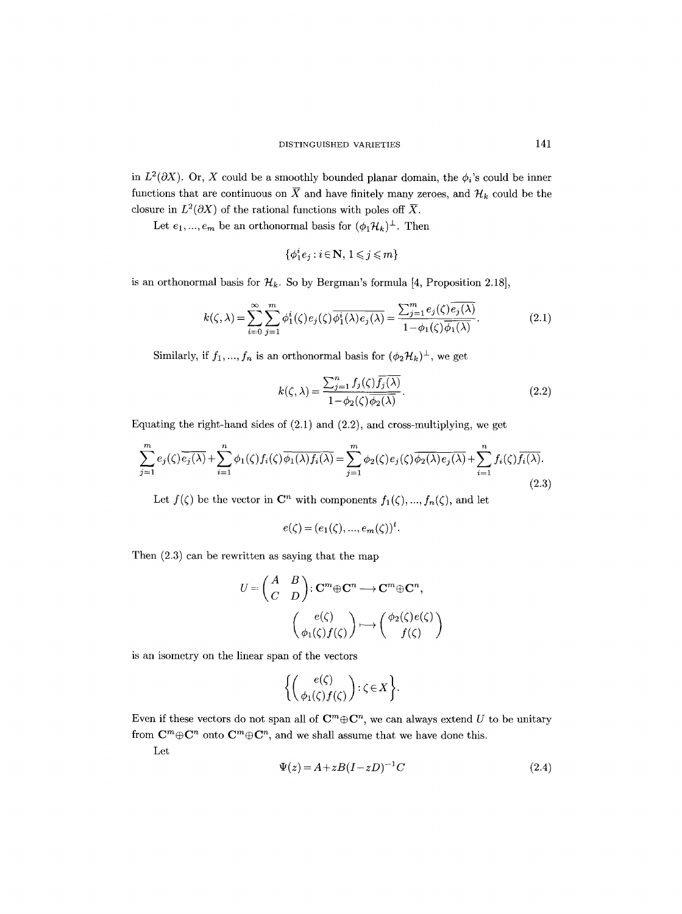in $L^2(\partial X)$. Or, $X$ could be a smoothly bounded planar domain, the $\phi_i$'s could be inner functions that are continuous on $\overline{X}$ and have finitely many zeroes, and $\mathcal{H}_k$ could be the closure in $L^2(\partial X)$ of the rational functions with poles off $\overline{X}$.

Let $e_1, ..., e_m$ be an orthonormal basis for $(\phi_1 \mathcal{H}_k)^\perp$. Then

$$\{\phi_1^i e_j : i \in \mathbf{N}, 1 \leqslant j \leqslant m\}$$

is an orthonormal basis for $\mathcal{H}_k$. So by Bergman's formula [4, Proposition 2.18],

$$k(\zeta,\lambda) = \sum_{i=0}^{\infty}\sum_{j=1}^{m} \phi_1^i(\zeta) e_j(\zeta) \overline{\phi_1^i(\lambda) e_j(\lambda)} = \frac{\sum_{j=1}^m e_j(\zeta)\overline{e_j(\lambda)}}{1-\phi_1(\zeta)\overline{\phi_1(\lambda)}}. \tag{2.1}$$

Similarly, if $f_1, ..., f_n$ is an orthonormal basis for $(\phi_2 \mathcal{H}_k)^\perp$, we get

$$k(\zeta,\lambda) = \frac{\sum_{j=1}^n f_j(\zeta)\overline{f_j(\lambda)}}{1-\phi_2(\zeta)\overline{\phi_2(\lambda)}}. \tag{2.2}$$

Equating the right-hand sides of (2.1) and (2.2), and cross-multiplying, we get

$$\sum_{j=1}^{m} e_j(\zeta)\overline{e_j(\lambda)} + \sum_{i=1}^{n} \phi_1(\zeta) f_i(\zeta) \overline{\phi_1(\lambda) f_i(\lambda)} = \sum_{j=1}^{m} \phi_2(\zeta) e_j(\zeta) \overline{\phi_2(\lambda) e_j(\lambda)} + \sum_{i=1}^{n} f_i(\zeta)\overline{f_i(\lambda)}. \tag{2.3}$$

Let $f(\zeta)$ be the vector in $\mathbf{C}^n$ with components $f_1(\zeta), ..., f_n(\zeta)$, and let

$$e(\zeta) = (e_1(\zeta), ..., e_m(\zeta))^t.$$

Then (2.3) can be rewritten as saying that the map

$$U = \begin{pmatrix} A & B \\ C & D \end{pmatrix} : \mathbf{C}^m \oplus \mathbf{C}^n \longrightarrow \mathbf{C}^m \oplus \mathbf{C}^n,$$

$$\begin{pmatrix} e(\zeta) \\ \phi_1(\zeta) f(\zeta) \end{pmatrix} \longmapsto \begin{pmatrix} \phi_2(\zeta) e(\zeta) \\ f(\zeta) \end{pmatrix}$$

is an isometry on the linear span of the vectors

$$\left\{ \begin{pmatrix} e(\zeta) \\ \phi_1(\zeta) f(\zeta) \end{pmatrix} : \zeta \in X \right\}.$$

Even if these vectors do not span all of $\mathbf{C}^m \oplus \mathbf{C}^n$, we can always extend $U$ to be unitary from $\mathbf{C}^m \oplus \mathbf{C}^n$ onto $\mathbf{C}^m \oplus \mathbf{C}^n$, and we shall assume that we have done this.

Let

$$\Psi(z) = A + zB(I - zD)^{-1}C \tag{2.4}$$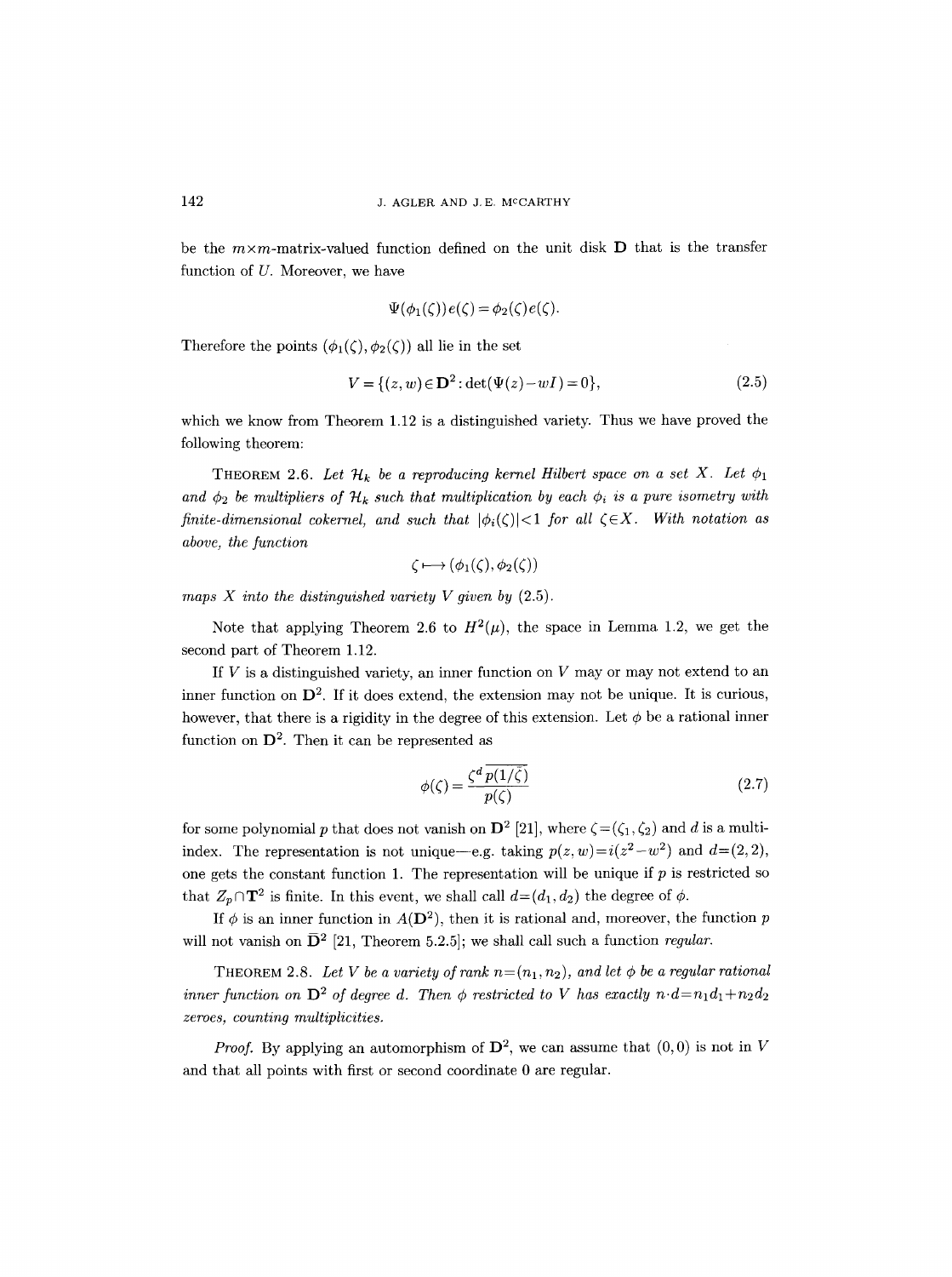be the $m\times m$-matrix-valued function defined on the unit disk $\mathbf{D}$ that is the transfer function of $U$. Moreover, we have

$$\Psi(\phi_1(\zeta))\,e(\zeta)=\phi_2(\zeta)e(\zeta).$$

Therefore the points $(\phi_1(\zeta),\phi_2(\zeta))$ all lie in the set

$$V=\{(z,w)\in\mathbf{D}^2:\det(\Psi(z)-wI)=0\},\tag{2.5}$$

which we know from Theorem 1.12 is a distinguished variety. Thus we have proved the following theorem:

THEOREM 2.6. *Let $\mathcal{H}_k$ be a reproducing kernel Hilbert space on a set $X$. Let $\phi_1$ and $\phi_2$ be multipliers of $\mathcal{H}_k$ such that multiplication by each $\phi_i$ is a pure isometry with finite-dimensional cokernel, and such that $|\phi_i(\zeta)|<1$ for all $\zeta\in X$. With notation as above, the function*

$$\zeta\longmapsto(\phi_1(\zeta),\phi_2(\zeta))$$

*maps $X$ into the distinguished variety $V$ given by* (2.5).

Note that applying Theorem 2.6 to $H^2(\mu)$, the space in Lemma 1.2, we get the second part of Theorem 1.12.

If $V$ is a distinguished variety, an inner function on $V$ may or may not extend to an inner function on $\mathbf{D}^2$. If it does extend, the extension may not be unique. It is curious, however, that there is a rigidity in the degree of this extension. Let $\phi$ be a rational inner function on $\mathbf{D}^2$. Then it can be represented as

$$\phi(\zeta)=\frac{\zeta^d\,\overline{p(1/\bar{\zeta})}}{p(\zeta)}\tag{2.7}$$

for some polynomial $p$ that does not vanish on $\mathbf{D}^2$ [21], where $\zeta=(\zeta_1,\zeta_2)$ and $d$ is a multi-index. The representation is not unique—e.g. taking $p(z,w)=i(z^2-w^2)$ and $d=(2,2)$, one gets the constant function 1. The representation will be unique if $p$ is restricted so that $Z_p\cap\mathbf{T}^2$ is finite. In this event, we shall call $d=(d_1,d_2)$ the degree of $\phi$.

If $\phi$ is an inner function in $A(\mathbf{D}^2)$, then it is rational and, moreover, the function $p$ will not vanish on $\overline{\mathbf{D}}^2$ [21, Theorem 5.2.5]; we shall call such a function *regular*.

THEOREM 2.8. *Let $V$ be a variety of rank $n=(n_1,n_2)$, and let $\phi$ be a regular rational inner function on $\mathbf{D}^2$ of degree $d$. Then $\phi$ restricted to $V$ has exactly $n\cdot d=n_1d_1+n_2d_2$ zeroes, counting multiplicities.*

*Proof.* By applying an automorphism of $\mathbf{D}^2$, we can assume that $(0,0)$ is not in $V$ and that all points with first or second coordinate 0 are regular.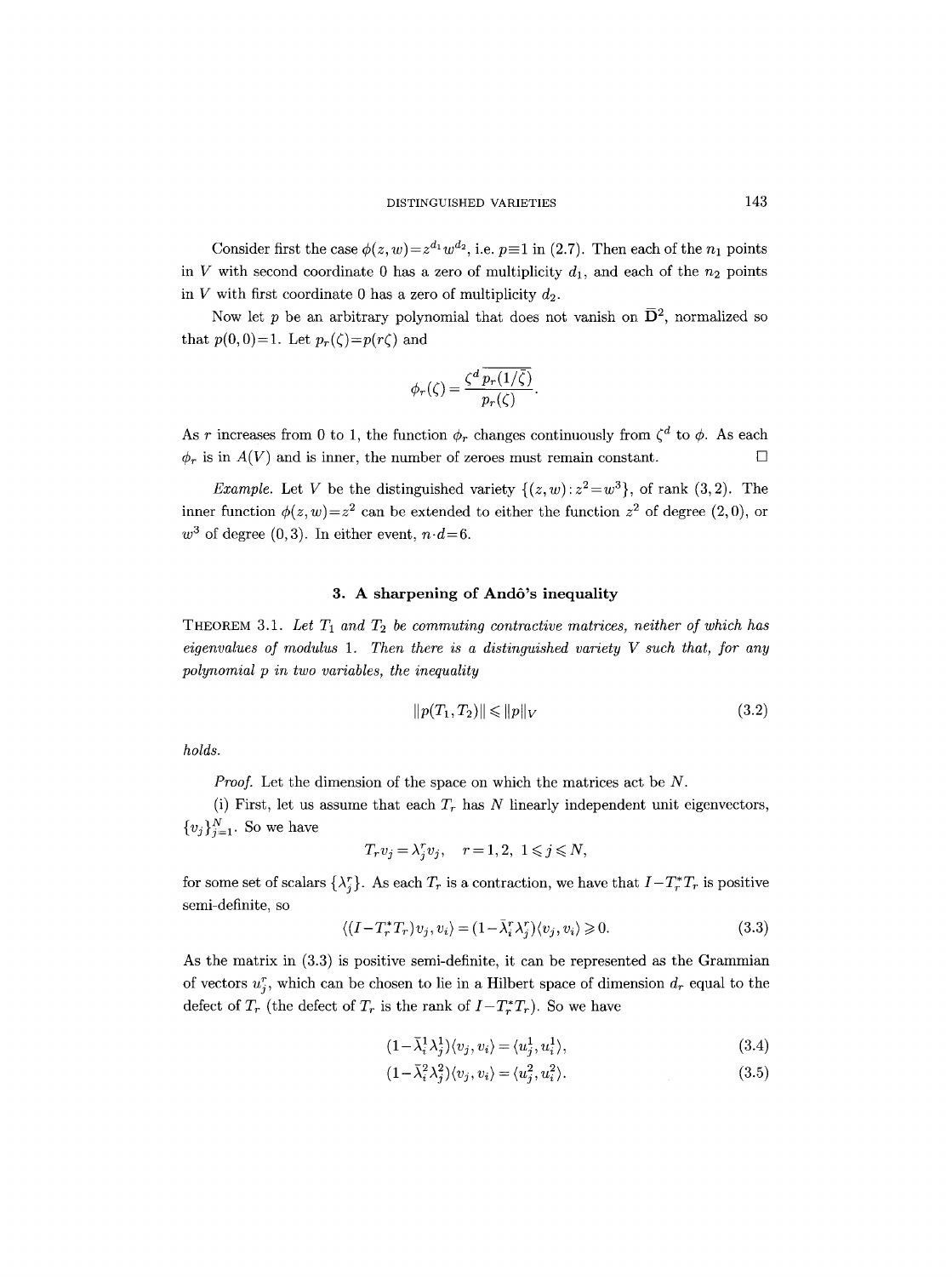Consider first the case $\phi(z,w)=z^{d_1}w^{d_2}$, i.e. $p\equiv 1$ in (2.7). Then each of the $n_1$ points in $V$ with second coordinate 0 has a zero of multiplicity $d_1$, and each of the $n_2$ points in $V$ with first coordinate 0 has a zero of multiplicity $d_2$.

Now let $p$ be an arbitrary polynomial that does not vanish on $\bar{\mathbf{D}}^2$, normalized so that $p(0,0)=1$. Let $p_r(\zeta)=p(r\zeta)$ and

$$\phi_r(\zeta)=\frac{\zeta^d\,\overline{p_r(1/\bar{\zeta})}}{p_r(\zeta)}.$$

As $r$ increases from 0 to 1, the function $\phi_r$ changes continuously from $\zeta^d$ to $\phi$. As each $\phi_r$ is in $A(V)$ and is inner, the number of zeroes must remain constant. $\square$

*Example.* Let $V$ be the distinguished variety $\{(z,w):z^2=w^3\}$, of rank $(3,2)$. The inner function $\phi(z,w)=z^2$ can be extended to either the function $z^2$ of degree $(2,0)$, or $w^3$ of degree $(0,3)$. In either event, $n\cdot d=6$.

## 3. A sharpening of Andô's inequality

**Theorem 3.1.** *Let $T_1$ and $T_2$ be commuting contractive matrices, neither of which has eigenvalues of modulus 1. Then there is a distinguished variety $V$ such that, for any polynomial $p$ in two variables, the inequality*

$$\|p(T_1,T_2)\|\leqslant\|p\|_V \tag{3.2}$$

*holds.*

*Proof.* Let the dimension of the space on which the matrices act be $N$.

(i) First, let us assume that each $T_r$ has $N$ linearly independent unit eigenvectors, $\{v_j\}_{j=1}^N$. So we have

$$T_r v_j=\lambda_j^r v_j,\quad r=1,2,\ 1\leqslant j\leqslant N,$$

for some set of scalars $\{\lambda_j^r\}$. As each $T_r$ is a contraction, we have that $I-T_r^*T_r$ is positive semi-definite, so

$$\langle (I-T_r^*T_r)v_j,v_i\rangle=(1-\bar{\lambda}_i^r\lambda_j^r)\langle v_j,v_i\rangle\geqslant 0. \tag{3.3}$$

As the matrix in (3.3) is positive semi-definite, it can be represented as the Grammian of vectors $u_j^r$, which can be chosen to lie in a Hilbert space of dimension $d_r$ equal to the defect of $T_r$ (the defect of $T_r$ is the rank of $I-T_r^*T_r$). So we have

$$(1-\bar{\lambda}_i^1\lambda_j^1)\langle v_j,v_i\rangle=\langle u_j^1,u_i^1\rangle, \tag{3.4}$$

$$(1-\bar{\lambda}_i^2\lambda_j^2)\langle v_j,v_i\rangle=\langle u_j^2,u_i^2\rangle. \tag{3.5}$$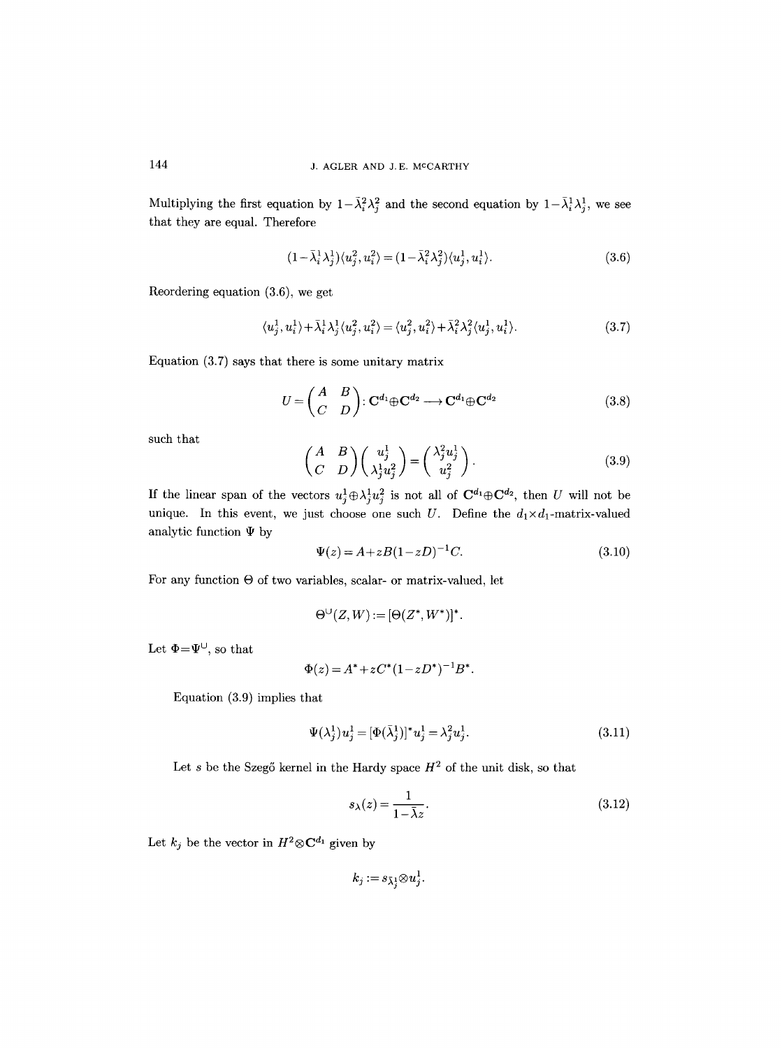Multiplying the first equation by $1-\bar{\lambda}_i^2\lambda_j^2$ and the second equation by $1-\bar{\lambda}_i^1\lambda_j^1$, we see that they are equal. Therefore

$$(1-\bar{\lambda}_i^1\lambda_j^1)\langle u_j^2, u_i^2\rangle = (1-\bar{\lambda}_i^2\lambda_j^2)\langle u_j^1, u_i^1\rangle. \tag{3.6}$$

Reordering equation (3.6), we get

$$\langle u_j^1, u_i^1\rangle + \bar{\lambda}_i^1\lambda_j^1\langle u_j^2, u_i^2\rangle = \langle u_j^2, u_i^2\rangle + \bar{\lambda}_i^2\lambda_j^2\langle u_j^1, u_i^1\rangle. \tag{3.7}$$

Equation (3.7) says that there is some unitary matrix

$$U = \begin{pmatrix} A & B \\ C & D \end{pmatrix} : \mathbf{C}^{d_1}\oplus\mathbf{C}^{d_2} \longrightarrow \mathbf{C}^{d_1}\oplus\mathbf{C}^{d_2} \tag{3.8}$$

such that

$$\begin{pmatrix} A & B \\ C & D \end{pmatrix}\begin{pmatrix} u_j^1 \\ \lambda_j^1 u_j^2 \end{pmatrix} = \begin{pmatrix} \lambda_j^2 u_j^1 \\ u_j^2 \end{pmatrix}. \tag{3.9}$$

If the linear span of the vectors $u_j^1\oplus\lambda_j^1 u_j^2$ is not all of $\mathbf{C}^{d_1}\oplus\mathbf{C}^{d_2}$, then $U$ will not be unique. In this event, we just choose one such $U$. Define the $d_1\times d_1$-matrix-valued analytic function $\Psi$ by

$$\Psi(z) = A + zB(1-zD)^{-1}C. \tag{3.10}$$

For any function $\Theta$ of two variables, scalar- or matrix-valued, let

$$\Theta^{\cup}(Z, W) := [\Theta(Z^*, W^*)]^*.$$

Let $\Phi = \Psi^{\cup}$, so that

$$\Phi(z) = A^* + zC^*(1-zD^*)^{-1}B^*.$$

Equation (3.9) implies that

$$\Psi(\lambda_j^1)u_j^1 = [\Phi(\bar{\lambda}_j^1)]^* u_j^1 = \lambda_j^2 u_j^1. \tag{3.11}$$

Let $s$ be the Szegő kernel in the Hardy space $H^2$ of the unit disk, so that

$$s_\lambda(z) = \frac{1}{1-\bar{\lambda}z}. \tag{3.12}$$

Let $k_j$ be the vector in $H^2\otimes\mathbf{C}^{d_1}$ given by

$$k_j := s_{\bar{\lambda}_j^1}\otimes u_j^1.$$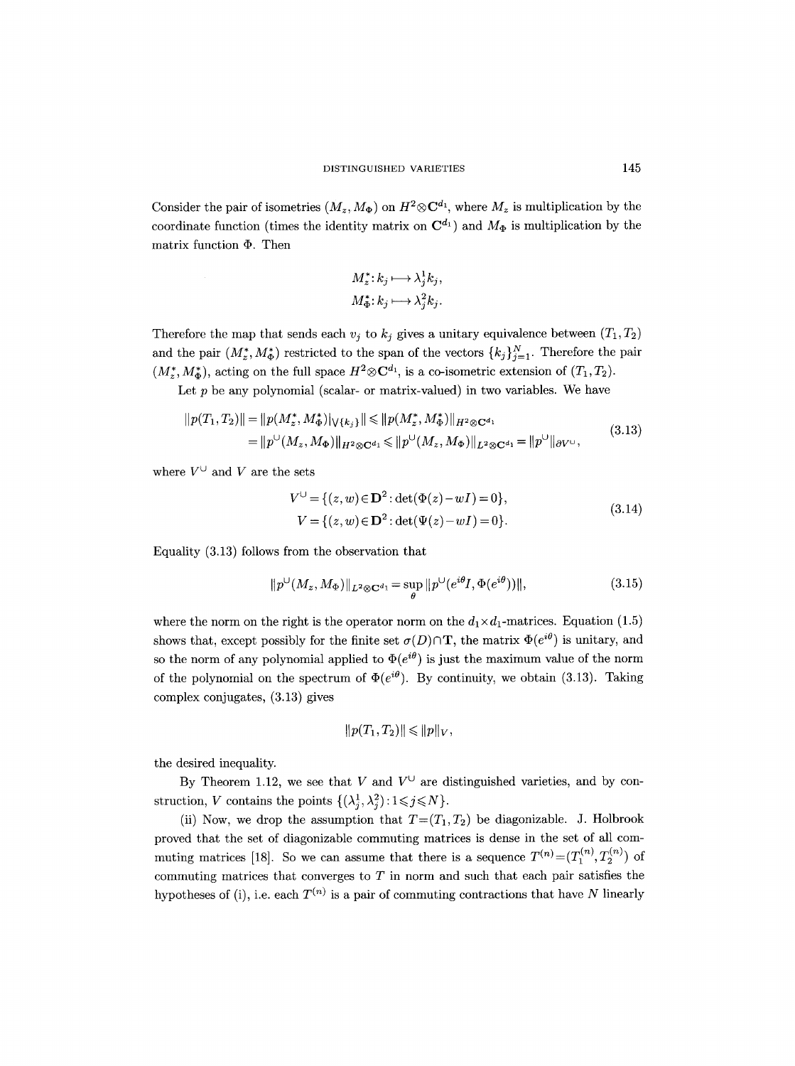Consider the pair of isometries $(M_z, M_\Phi)$ on $H^2 \otimes \mathbf{C}^{d_1}$, where $M_z$ is multiplication by the coordinate function (times the identity matrix on $\mathbf{C}^{d_1}$) and $M_\Phi$ is multiplication by the matrix function $\Phi$. Then

$$
\begin{aligned}
M_z^* &: k_j \longmapsto \bar{\lambda}_j^1 k_j, \\
M_\Phi^* &: k_j \longmapsto \bar{\lambda}_j^2 k_j.
\end{aligned}
$$

Therefore the map that sends each $v_j$ to $k_j$ gives a unitary equivalence between $(T_1, T_2)$ and the pair $(M_z^*, M_\Phi^*)$ restricted to the span of the vectors $\{k_j\}_{j=1}^N$. Therefore the pair $(M_z^*, M_\Phi^*)$, acting on the full space $H^2 \otimes \mathbf{C}^{d_1}$, is a co-isometric extension of $(T_1, T_2)$.

Let $p$ be any polynomial (scalar- or matrix-valued) in two variables. We have

$$
\begin{aligned}
\|p(T_1, T_2)\| &= \|p(M_z^*, M_\Phi^*)|_{\vee\{k_j\}}\| \leqslant \|p(M_z^*, M_\Phi^*)\|_{H^2 \otimes \mathbf{C}^{d_1}} \\
&= \|p^\cup(M_z, M_\Phi)\|_{H^2 \otimes \mathbf{C}^{d_1}} \leqslant \|p^\cup(M_z, M_\Phi)\|_{L^2 \otimes \mathbf{C}^{d_1}} = \|p^\cup\|_{\partial V^\cup},
\end{aligned}
\tag{3.13}
$$

where $V^\cup$ and $V$ are the sets

$$
\begin{aligned}
V^\cup &= \{(z, w) \in \mathbf{D}^2 : \det(\Phi(z) - wI) = 0\}, \\
V &= \{(z, w) \in \mathbf{D}^2 : \det(\Psi(z) - wI) = 0\}.
\end{aligned}
\tag{3.14}
$$

Equality (3.13) follows from the observation that

$$
\|p^\cup(M_z, M_\Phi)\|_{L^2 \otimes \mathbf{C}^{d_1}} = \sup_\theta \|p^\cup(e^{i\theta} I, \Phi(e^{i\theta}))\|, \tag{3.15}
$$

where the norm on the right is the operator norm on the $d_1 \times d_1$-matrices. Equation (1.5) shows that, except possibly for the finite set $\sigma(D) \cap \mathbf{T}$, the matrix $\Phi(e^{i\theta})$ is unitary, and so the norm of any polynomial applied to $\Phi(e^{i\theta})$ is just the maximum value of the norm of the polynomial on the spectrum of $\Phi(e^{i\theta})$. By continuity, we obtain (3.13). Taking complex conjugates, (3.13) gives

$$
\|p(T_1, T_2)\| \leqslant \|p\|_V,
$$

the desired inequality.

By Theorem 1.12, we see that $V$ and $V^\cup$ are distinguished varieties, and by construction, $V$ contains the points $\{(\lambda_j^1, \lambda_j^2) : 1 \leqslant j \leqslant N\}$.

(ii) Now, we drop the assumption that $T = (T_1, T_2)$ be diagonalizable. J. Holbrook proved that the set of diagonalizable commuting matrices is dense in the set of all commuting matrices [18]. So we can assume that there is a sequence $T^{(n)} = (T_1^{(n)}, T_2^{(n)})$ of commuting matrices that converges to $T$ in norm and such that each pair satisfies the hypotheses of (i), i.e. each $T^{(n)}$ is a pair of commuting contractions that have $N$ linearly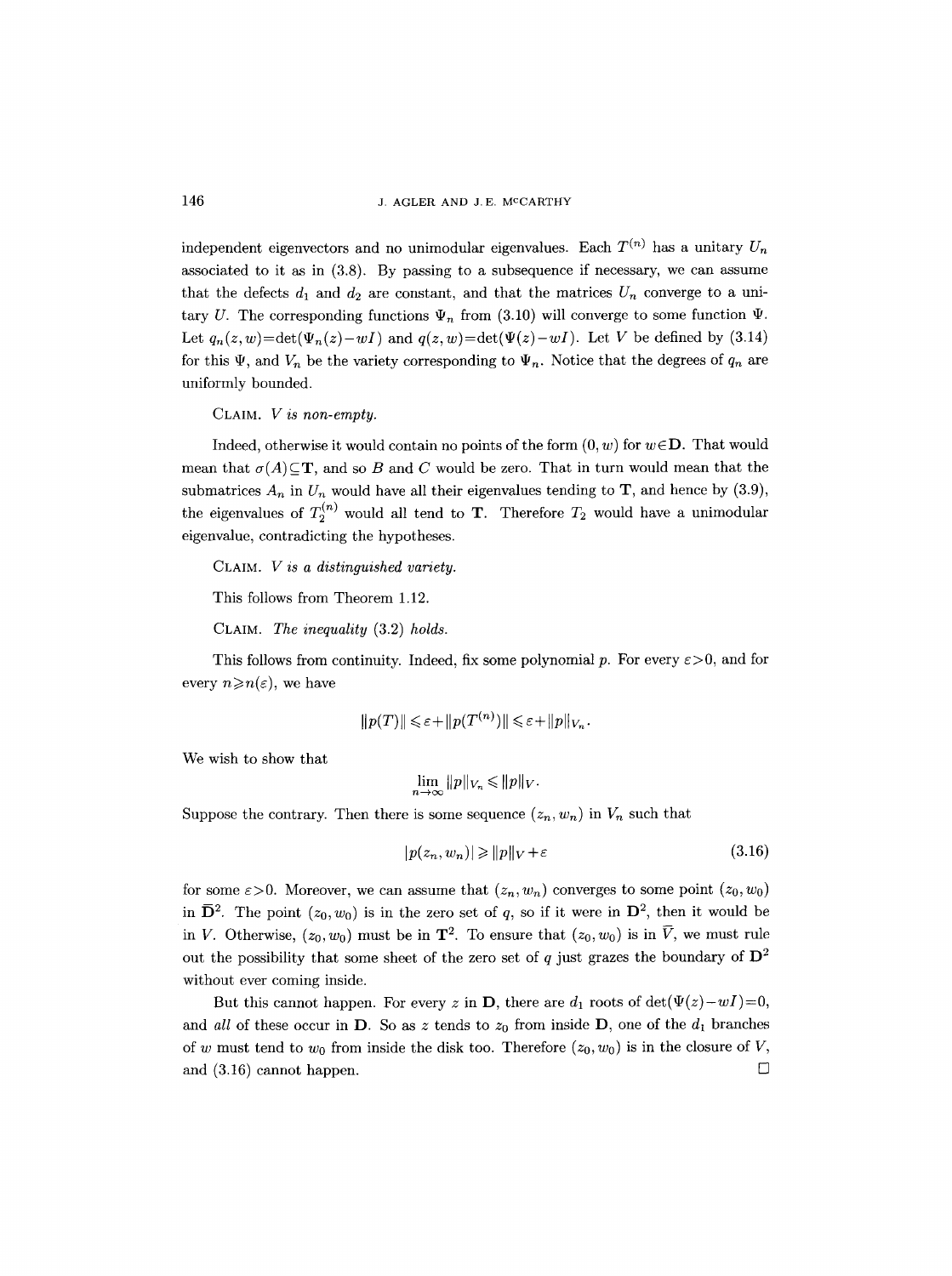independent eigenvectors and no unimodular eigenvalues. Each $T^{(n)}$ has a unitary $U_n$ associated to it as in (3.8). By passing to a subsequence if necessary, we can assume that the defects $d_1$ and $d_2$ are constant, and that the matrices $U_n$ converge to a unitary $U$. The corresponding functions $\Psi_n$ from (3.10) will converge to some function $\Psi$. Let $q_n(z,w)=\det(\Psi_n(z)-wI)$ and $q(z,w)=\det(\Psi(z)-wI)$. Let $V$ be defined by (3.14) for this $\Psi$, and $V_n$ be the variety corresponding to $\Psi_n$. Notice that the degrees of $q_n$ are uniformly bounded.

CLAIM. *$V$ is non-empty.*

Indeed, otherwise it would contain no points of the form $(0,w)$ for $w\in\mathbf{D}$. That would mean that $\sigma(A)\subseteq\mathbf{T}$, and so $B$ and $C$ would be zero. That in turn would mean that the submatrices $A_n$ in $U_n$ would have all their eigenvalues tending to $\mathbf{T}$, and hence by (3.9), the eigenvalues of $T_2^{(n)}$ would all tend to $\mathbf{T}$. Therefore $T_2$ would have a unimodular eigenvalue, contradicting the hypotheses.

CLAIM. *$V$ is a distinguished variety.*

This follows from Theorem 1.12.

CLAIM. *The inequality (3.2) holds.*

This follows from continuity. Indeed, fix some polynomial $p$. For every $\varepsilon>0$, and for every $n\geqslant n(\varepsilon)$, we have

$$\|p(T)\|\leqslant\varepsilon+\|p(T^{(n)})\|\leqslant\varepsilon+\|p\|_{V_n}.$$

We wish to show that

$$\lim_{n\to\infty}\|p\|_{V_n}\leqslant\|p\|_V.$$

Suppose the contrary. Then there is some sequence $(z_n,w_n)$ in $V_n$ such that

$$|p(z_n,w_n)|\geqslant\|p\|_V+\varepsilon \tag{3.16}$$

for some $\varepsilon>0$. Moreover, we can assume that $(z_n,w_n)$ converges to some point $(z_0,w_0)$ in $\overline{\mathbf{D}}^2$. The point $(z_0,w_0)$ is in the zero set of $q$, so if it were in $\mathbf{D}^2$, then it would be in $V$. Otherwise, $(z_0,w_0)$ must be in $\mathbf{T}^2$. To ensure that $(z_0,w_0)$ is in $\overline{V}$, we must rule out the possibility that some sheet of the zero set of $q$ just grazes the boundary of $\mathbf{D}^2$ without ever coming inside.

But this cannot happen. For every $z$ in $\mathbf{D}$, there are $d_1$ roots of $\det(\Psi(z)-wI)=0$, and *all* of these occur in $\mathbf{D}$. So as $z$ tends to $z_0$ from inside $\mathbf{D}$, one of the $d_1$ branches of $w$ must tend to $w_0$ from inside the disk too. Therefore $(z_0,w_0)$ is in the closure of $V$, and (3.16) cannot happen. $\square$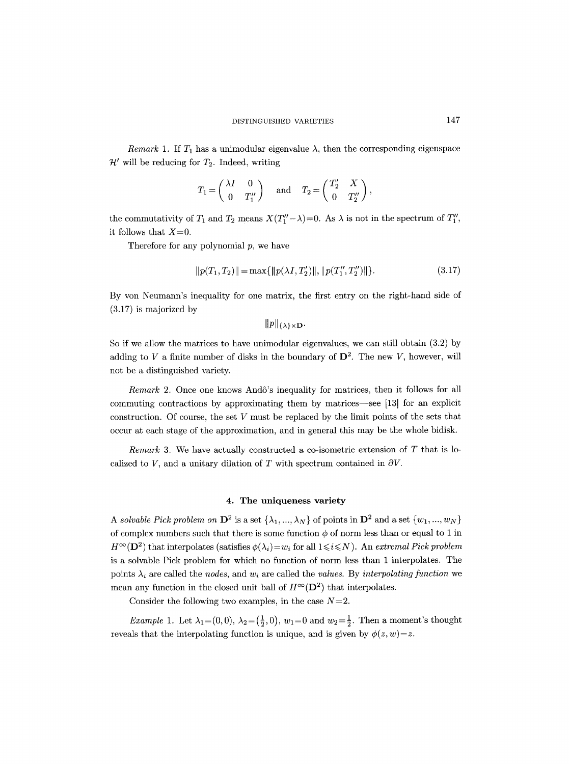*Remark* 1. If $T_1$ has a unimodular eigenvalue $\lambda$, then the corresponding eigenspace $\mathcal{H}'$ will be reducing for $T_2$. Indeed, writing

$$T_1 = \begin{pmatrix} \lambda I & 0 \\ 0 & T_1'' \end{pmatrix} \quad \text{and} \quad T_2 = \begin{pmatrix} T_2' & X \\ 0 & T_2'' \end{pmatrix},$$

the commutativity of $T_1$ and $T_2$ means $X(T_1'' - \lambda) = 0$. As $\lambda$ is not in the spectrum of $T_1''$, it follows that $X = 0$.

Therefore for any polynomial $p$, we have

$$\|p(T_1, T_2)\| = \max\{\|p(\lambda I, T_2')\|, \|p(T_1'', T_2'')\|\}. \tag{3.17}$$

By von Neumann's inequality for one matrix, the first entry on the right-hand side of (3.17) is majorized by

$$\|p\|_{\{\lambda\} \times \mathbf{D}}.$$

So if we allow the matrices to have unimodular eigenvalues, we can still obtain (3.2) by adding to $V$ a finite number of disks in the boundary of $\mathbf{D}^2$. The new $V$, however, will not be a distinguished variety.

*Remark* 2. Once one knows Andô's inequality for matrices, then it follows for all commuting contractions by approximating them by matrices—see [13] for an explicit construction. Of course, the set $V$ must be replaced by the limit points of the sets that occur at each stage of the approximation, and in general this may be the whole bidisk.

*Remark* 3. We have actually constructed a co-isometric extension of $T$ that is localized to $V$, and a unitary dilation of $T$ with spectrum contained in $\partial V$.

## 4. The uniqueness variety

A *solvable Pick problem on* $\mathbf{D}^2$ is a set $\{\lambda_1, ..., \lambda_N\}$ of points in $\mathbf{D}^2$ and a set $\{w_1, ..., w_N\}$ of complex numbers such that there is some function $\phi$ of norm less than or equal to 1 in $H^\infty(\mathbf{D}^2)$ that interpolates (satisfies $\phi(\lambda_i) = w_i$ for all $1 \leqslant i \leqslant N$). An *extremal Pick problem* is a solvable Pick problem for which no function of norm less than 1 interpolates. The points $\lambda_i$ are called the *nodes*, and $w_i$ are called the *values*. By *interpolating function* we mean any function in the closed unit ball of $H^\infty(\mathbf{D}^2)$ that interpolates.

Consider the following two examples, in the case $N = 2$.

*Example* 1. Let $\lambda_1 = (0, 0)$, $\lambda_2 = \left(\frac{1}{2}, 0\right)$, $w_1 = 0$ and $w_2 = \frac{1}{2}$. Then a moment's thought reveals that the interpolating function is unique, and is given by $\phi(z, w) = z$.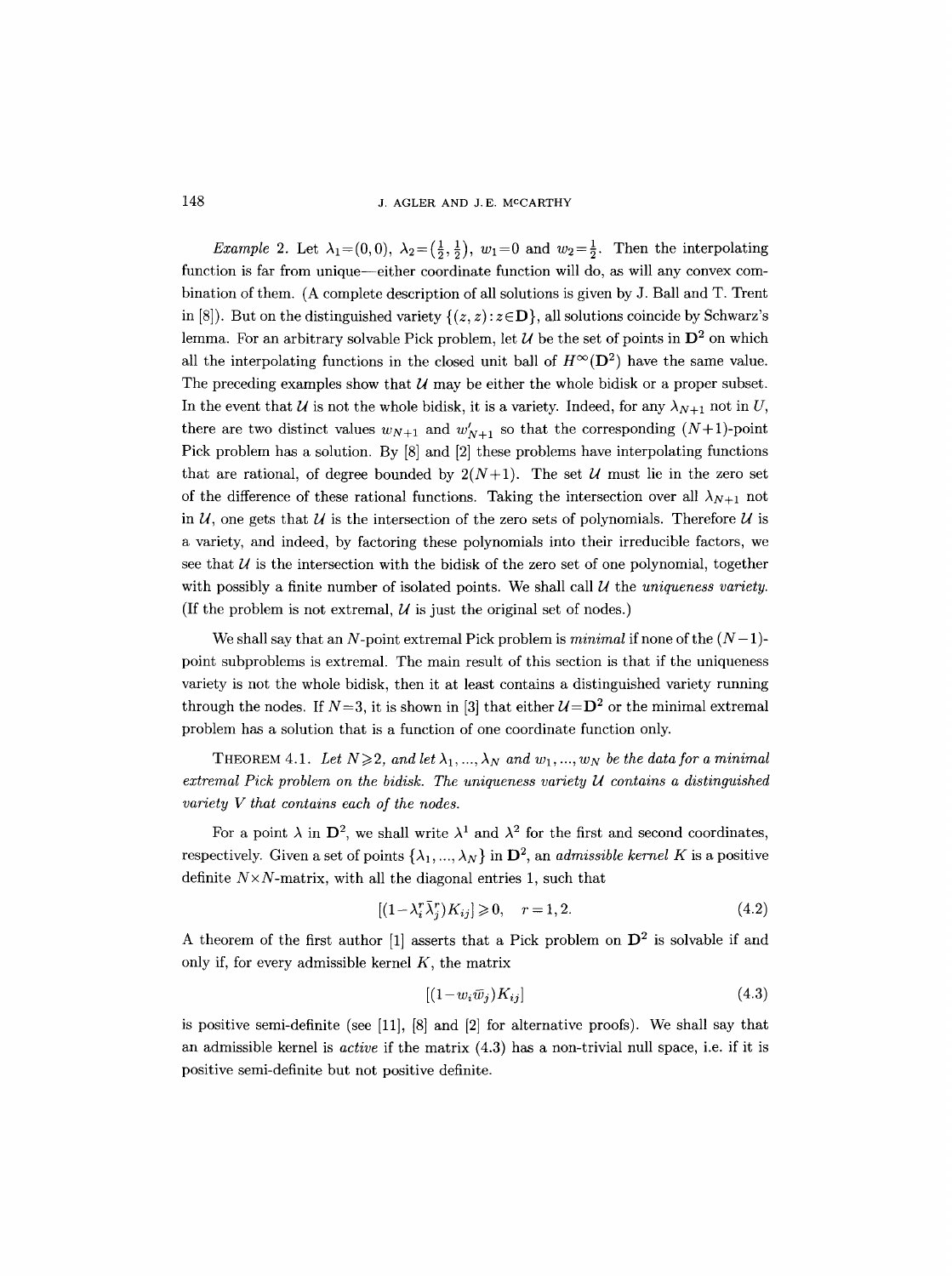*Example* 2. Let $\lambda_1=(0,0)$, $\lambda_2=(\frac{1}{2},\frac{1}{2})$, $w_1=0$ and $w_2=\frac{1}{2}$. Then the interpolating function is far from unique—either coordinate function will do, as will any convex combination of them. (A complete description of all solutions is given by J. Ball and T. Trent in [8]). But on the distinguished variety $\{(z,z):z\in\mathbf{D}\}$, all solutions coincide by Schwarz's lemma. For an arbitrary solvable Pick problem, let $\mathcal{U}$ be the set of points in $\mathbf{D}^2$ on which all the interpolating functions in the closed unit ball of $H^\infty(\mathbf{D}^2)$ have the same value. The preceding examples show that $\mathcal{U}$ may be either the whole bidisk or a proper subset. In the event that $\mathcal{U}$ is not the whole bidisk, it is a variety. Indeed, for any $\lambda_{N+1}$ not in $U$, there are two distinct values $w_{N+1}$ and $w'_{N+1}$ so that the corresponding $(N+1)$-point Pick problem has a solution. By [8] and [2] these problems have interpolating functions that are rational, of degree bounded by $2(N+1)$. The set $\mathcal{U}$ must lie in the zero set of the difference of these rational functions. Taking the intersection over all $\lambda_{N+1}$ not in $\mathcal{U}$, one gets that $\mathcal{U}$ is the intersection of the zero sets of polynomials. Therefore $\mathcal{U}$ is a variety, and indeed, by factoring these polynomials into their irreducible factors, we see that $\mathcal{U}$ is the intersection with the bidisk of the zero set of one polynomial, together with possibly a finite number of isolated points. We shall call $\mathcal{U}$ the *uniqueness variety*. (If the problem is not extremal, $\mathcal{U}$ is just the original set of nodes.)

We shall say that an $N$-point extremal Pick problem is *minimal* if none of the $(N-1)$-point subproblems is extremal. The main result of this section is that if the uniqueness variety is not the whole bidisk, then it at least contains a distinguished variety running through the nodes. If $N=3$, it is shown in [3] that either $\mathcal{U}=\mathbf{D}^2$ or the minimal extremal problem has a solution that is a function of one coordinate function only.

THEOREM 4.1. *Let $N\geqslant 2$, and let $\lambda_1,...,\lambda_N$ and $w_1,...,w_N$ be the data for a minimal extremal Pick problem on the bidisk. The uniqueness variety $\mathcal{U}$ contains a distinguished variety $V$ that contains each of the nodes.*

For a point $\lambda$ in $\mathbf{D}^2$, we shall write $\lambda^1$ and $\lambda^2$ for the first and second coordinates, respectively. Given a set of points $\{\lambda_1,...,\lambda_N\}$ in $\mathbf{D}^2$, an *admissible kernel* $K$ is a positive definite $N\times N$-matrix, with all the diagonal entries 1, such that

$$[(1-\lambda_i^r\bar{\lambda}_j^r)K_{ij}]\geqslant 0, \quad r=1,2. \tag{4.2}$$

A theorem of the first author [1] asserts that a Pick problem on $\mathbf{D}^2$ is solvable if and only if, for every admissible kernel $K$, the matrix

$$[(1-w_i\bar{w}_j)K_{ij}] \tag{4.3}$$

is positive semi-definite (see [11], [8] and [2] for alternative proofs). We shall say that an admissible kernel is *active* if the matrix (4.3) has a non-trivial null space, i.e. if it is positive semi-definite but not positive definite.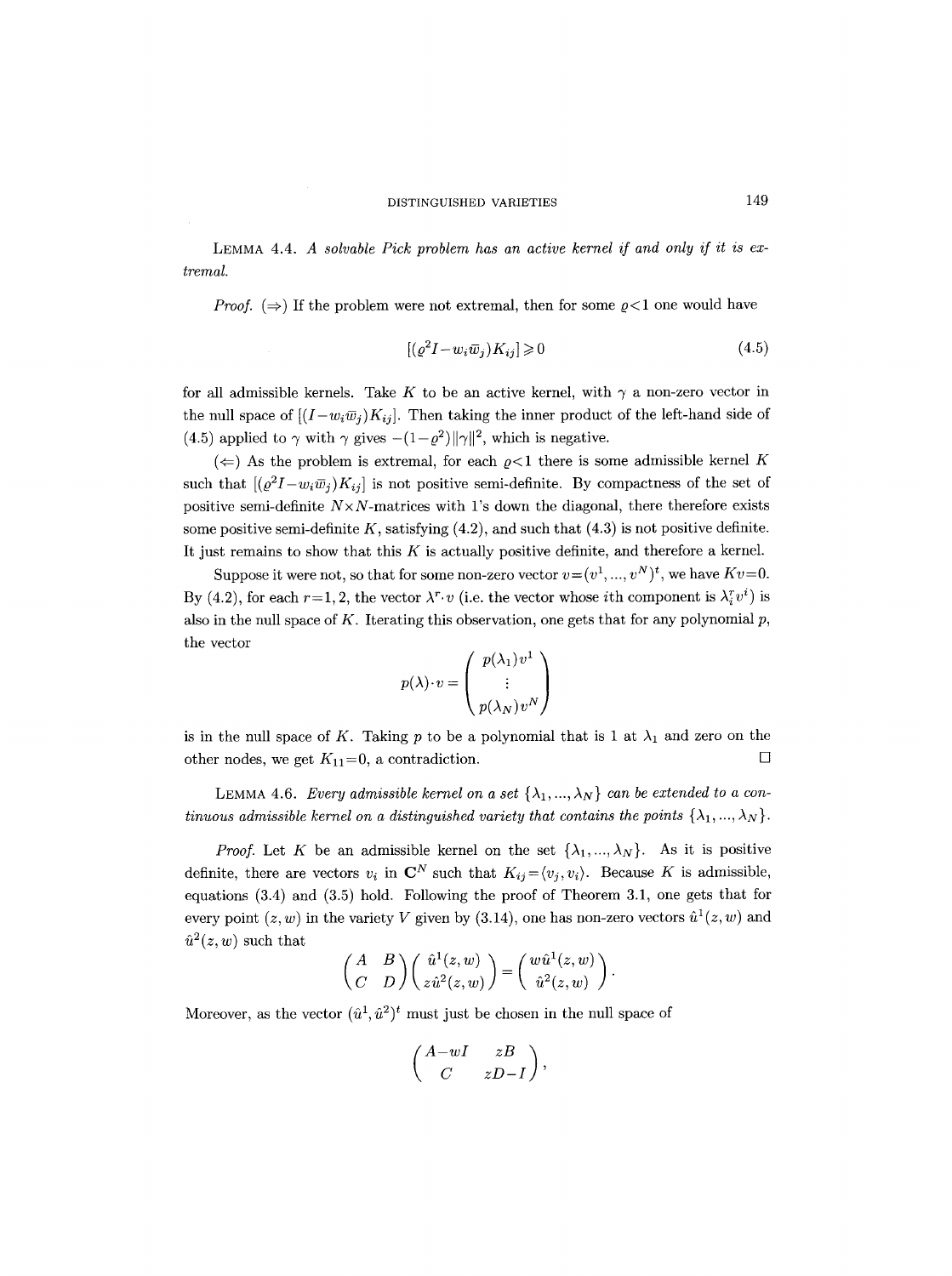LEMMA 4.4. *A solvable Pick problem has an active kernel if and only if it is extremal.*

*Proof.* ($\Rightarrow$) If the problem were not extremal, then for some $\varrho<1$ one would have

$$[(\varrho^2 I - w_i\bar{w}_j)K_{ij}] \geqslant 0 \tag{4.5}$$

for all admissible kernels. Take $K$ to be an active kernel, with $\gamma$ a non-zero vector in the null space of $[(I-w_i\bar{w}_j)K_{ij}]$. Then taking the inner product of the left-hand side of (4.5) applied to $\gamma$ with $\gamma$ gives $-(1-\varrho^2)\|\gamma\|^2$, which is negative.

($\Leftarrow$) As the problem is extremal, for each $\varrho<1$ there is some admissible kernel $K$ such that $[(\varrho^2 I - w_i\bar{w}_j)K_{ij}]$ is not positive semi-definite. By compactness of the set of positive semi-definite $N\times N$-matrices with 1's down the diagonal, there therefore exists some positive semi-definite $K$, satisfying (4.2), and such that (4.3) is not positive definite. It just remains to show that this $K$ is actually positive definite, and therefore a kernel.

Suppose it were not, so that for some non-zero vector $v=(v^1, ..., v^N)^t$, we have $Kv=0$. By (4.2), for each $r=1,2$, the vector $\lambda^r\cdot v$ (i.e. the vector whose $i$th component is $\lambda_i^r v^i$) is also in the null space of $K$. Iterating this observation, one gets that for any polynomial $p$, the vector

$$p(\lambda)\cdot v = \begin{pmatrix} p(\lambda_1)v^1 \\ \vdots \\ p(\lambda_N)v^N \end{pmatrix}$$

is in the null space of $K$. Taking $p$ to be a polynomial that is 1 at $\lambda_1$ and zero on the other nodes, we get $K_{11}=0$, a contradiction. $\square$

LEMMA 4.6. *Every admissible kernel on a set $\{\lambda_1, ..., \lambda_N\}$ can be extended to a continuous admissible kernel on a distinguished variety that contains the points $\{\lambda_1, ..., \lambda_N\}$.*

*Proof.* Let $K$ be an admissible kernel on the set $\{\lambda_1, ..., \lambda_N\}$. As it is positive definite, there are vectors $v_i$ in $\mathbf{C}^N$ such that $K_{ij}=\langle v_j, v_i\rangle$. Because $K$ is admissible, equations (3.4) and (3.5) hold. Following the proof of Theorem 3.1, one gets that for every point $(z,w)$ in the variety $V$ given by (3.14), one has non-zero vectors $\hat{u}^1(z,w)$ and $\hat{u}^2(z,w)$ such that

$$\begin{pmatrix} A & B \\ C & D \end{pmatrix}\begin{pmatrix} \hat{u}^1(z,w) \\ z\hat{u}^2(z,w) \end{pmatrix} = \begin{pmatrix} w\hat{u}^1(z,w) \\ \hat{u}^2(z,w) \end{pmatrix}.$$

Moreover, as the vector $(\hat{u}^1, \hat{u}^2)^t$ must just be chosen in the null space of

$$\begin{pmatrix} A-wI & zB \\ C & zD-I \end{pmatrix},$$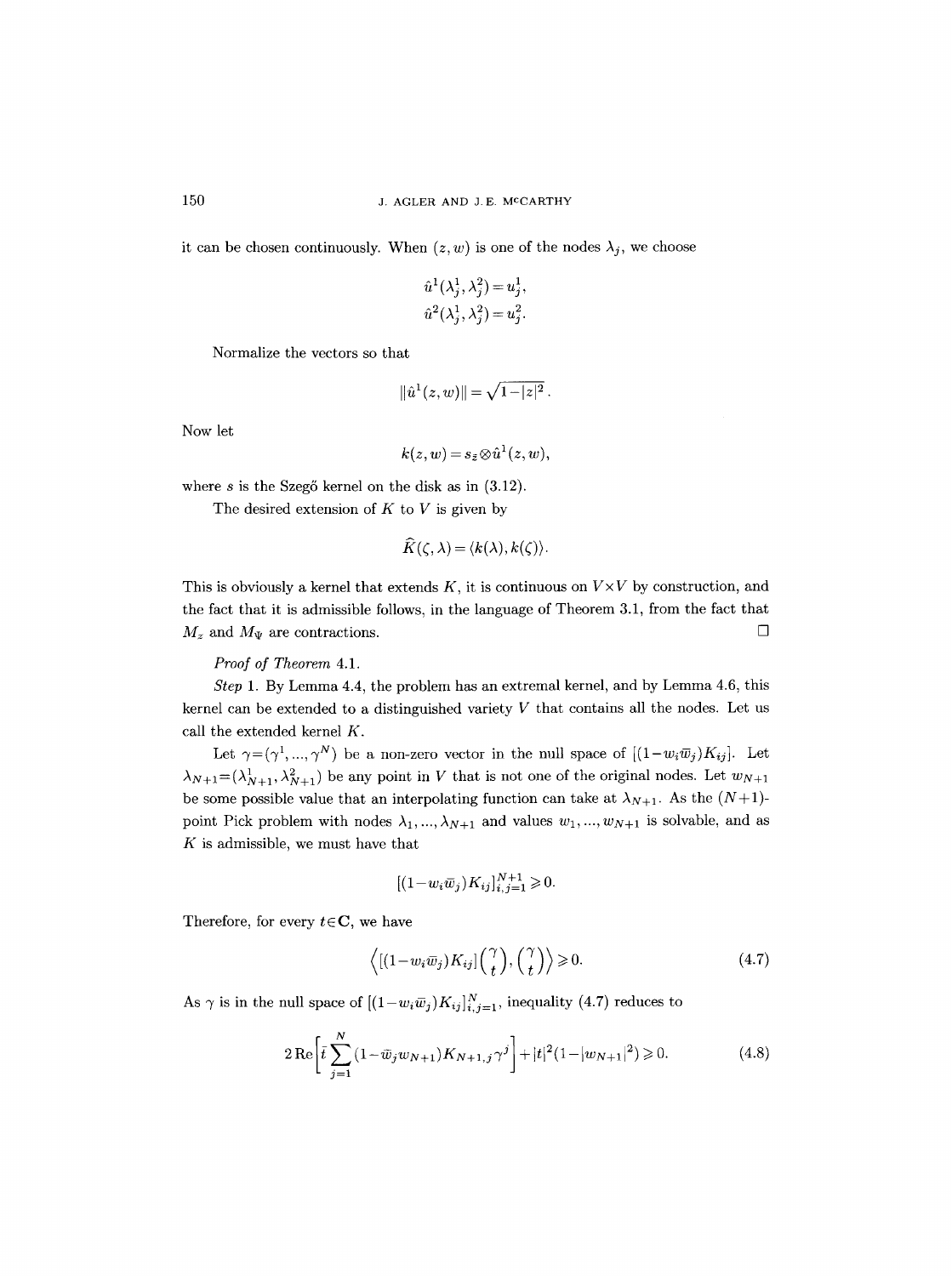it can be chosen continuously. When $(z,w)$ is one of the nodes $\lambda_j$, we choose

$$\hat{u}^1(\lambda_j^1,\lambda_j^2)=u_j^1,$$
$$\hat{u}^2(\lambda_j^1,\lambda_j^2)=u_j^2.$$

Normalize the vectors so that

$$\|\hat{u}^1(z,w)\|=\sqrt{1-|z|^2}\,.$$

Now let

$$k(z,w)=s_{\bar{z}}\otimes\hat{u}^1(z,w),$$

where $s$ is the Szegő kernel on the disk as in (3.12).

The desired extension of $K$ to $V$ is given by

$$\widehat{K}(\zeta,\lambda)=\langle k(\lambda),k(\zeta)\rangle.$$

This is obviously a kernel that extends $K$, it is continuous on $V\times V$ by construction, and the fact that it is admissible follows, in the language of Theorem 3.1, from the fact that $M_z$ and $M_\Psi$ are contractions. $\square$

*Proof of Theorem* 4.1.

*Step* 1. By Lemma 4.4, the problem has an extremal kernel, and by Lemma 4.6, this kernel can be extended to a distinguished variety $V$ that contains all the nodes. Let us call the extended kernel $K$.

Let $\gamma=(\gamma^1,\dots,\gamma^N)$ be a non-zero vector in the null space of $[(1-w_i\bar{w}_j)K_{ij}]$. Let $\lambda_{N+1}=(\lambda_{N+1}^1,\lambda_{N+1}^2)$ be any point in $V$ that is not one of the original nodes. Let $w_{N+1}$ be some possible value that an interpolating function can take at $\lambda_{N+1}$. As the $(N+1)$-point Pick problem with nodes $\lambda_1,\dots,\lambda_{N+1}$ and values $w_1,\dots,w_{N+1}$ is solvable, and as $K$ is admissible, we must have that

$$[(1-w_i\bar{w}_j)K_{ij}]_{i,j=1}^{N+1}\geqslant 0.$$

Therefore, for every $t\in\mathbf{C}$, we have

$$\left\langle[(1-w_i\bar{w}_j)K_{ij}]\binom{\gamma}{t},\binom{\gamma}{t}\right\rangle\geqslant 0. \tag{4.7}$$

As $\gamma$ is in the null space of $[(1-w_i\bar{w}_j)K_{ij}]_{i,j=1}^N$, inequality (4.7) reduces to

$$2\,\mathrm{Re}\left[\bar{t}\sum_{j=1}^N(1-\bar{w}_jw_{N+1})K_{N+1,j}\gamma^j\right]+|t|^2(1-|w_{N+1}|^2)\geqslant 0. \tag{4.8}$$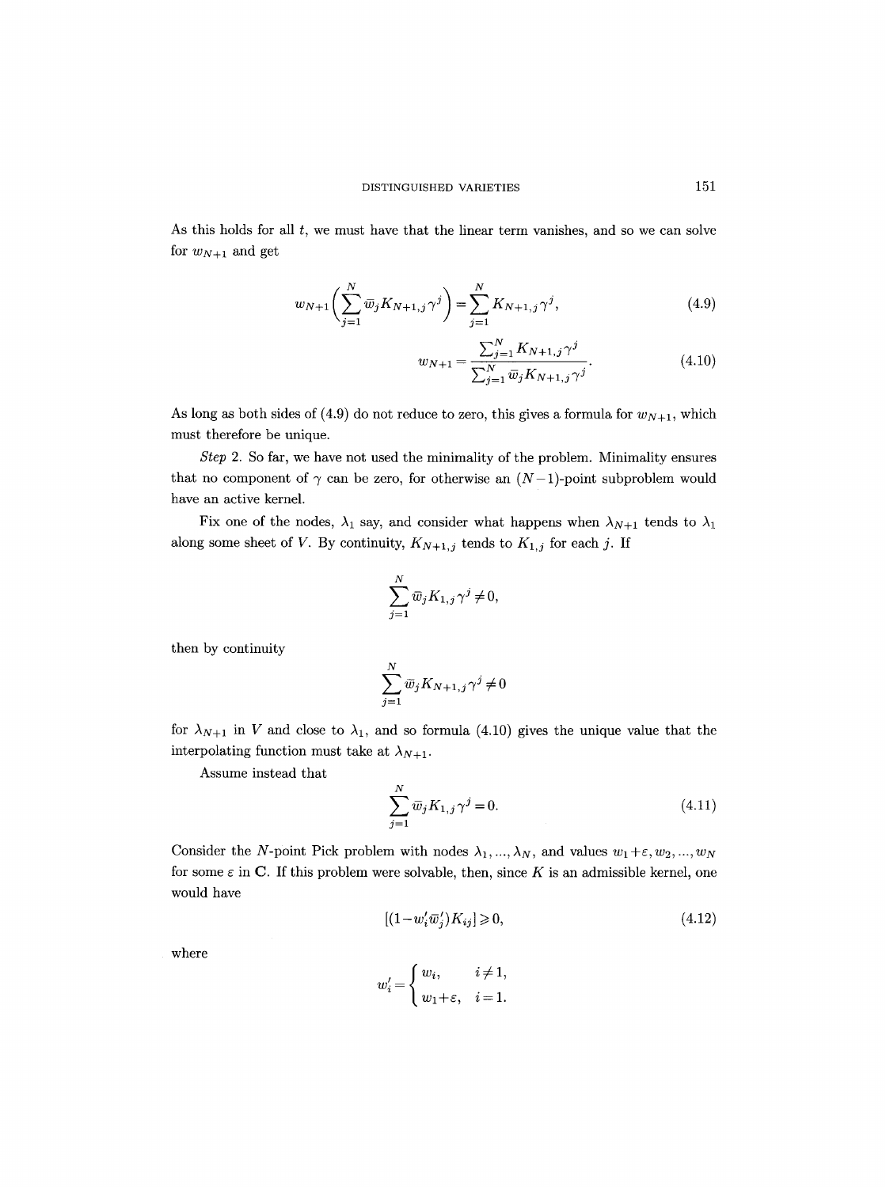As this holds for all $t$, we must have that the linear term vanishes, and so we can solve for $w_{N+1}$ and get

$$w_{N+1}\bigg(\sum_{j=1}^{N} \overline{w}_j K_{N+1,j}\gamma^j\bigg) = \sum_{j=1}^{N} K_{N+1,j}\gamma^j, \tag{4.9}$$

$$w_{N+1} = \frac{\sum_{j=1}^{N} K_{N+1,j}\gamma^j}{\sum_{j=1}^{N} \overline{w}_j K_{N+1,j}\gamma^j}. \tag{4.10}$$

As long as both sides of (4.9) do not reduce to zero, this gives a formula for $w_{N+1}$, which must therefore be unique.

*Step* 2. So far, we have not used the minimality of the problem. Minimality ensures that no component of $\gamma$ can be zero, for otherwise an $(N-1)$-point subproblem would have an active kernel.

Fix one of the nodes, $\lambda_1$ say, and consider what happens when $\lambda_{N+1}$ tends to $\lambda_1$ along some sheet of $V$. By continuity, $K_{N+1,j}$ tends to $K_{1,j}$ for each $j$. If

$$\sum_{j=1}^{N} \overline{w}_j K_{1,j}\gamma^j \neq 0,$$

then by continuity

$$\sum_{j=1}^{N} \overline{w}_j K_{N+1,j}\gamma^j \neq 0$$

for $\lambda_{N+1}$ in $V$ and close to $\lambda_1$, and so formula (4.10) gives the unique value that the interpolating function must take at $\lambda_{N+1}$.

Assume instead that

$$\sum_{j=1}^{N} \overline{w}_j K_{1,j}\gamma^j = 0. \tag{4.11}$$

Consider the $N$-point Pick problem with nodes $\lambda_1, ..., \lambda_N$, and values $w_1+\varepsilon, w_2, ..., w_N$ for some $\varepsilon$ in $\mathbf{C}$. If this problem were solvable, then, since $K$ is an admissible kernel, one would have

$$[(1-w_i'\overline{w}_j')K_{ij}] \geqslant 0, \tag{4.12}$$

where

$$w_i' = \begin{cases} w_i, & i \neq 1, \\ w_1+\varepsilon, & i = 1. \end{cases}$$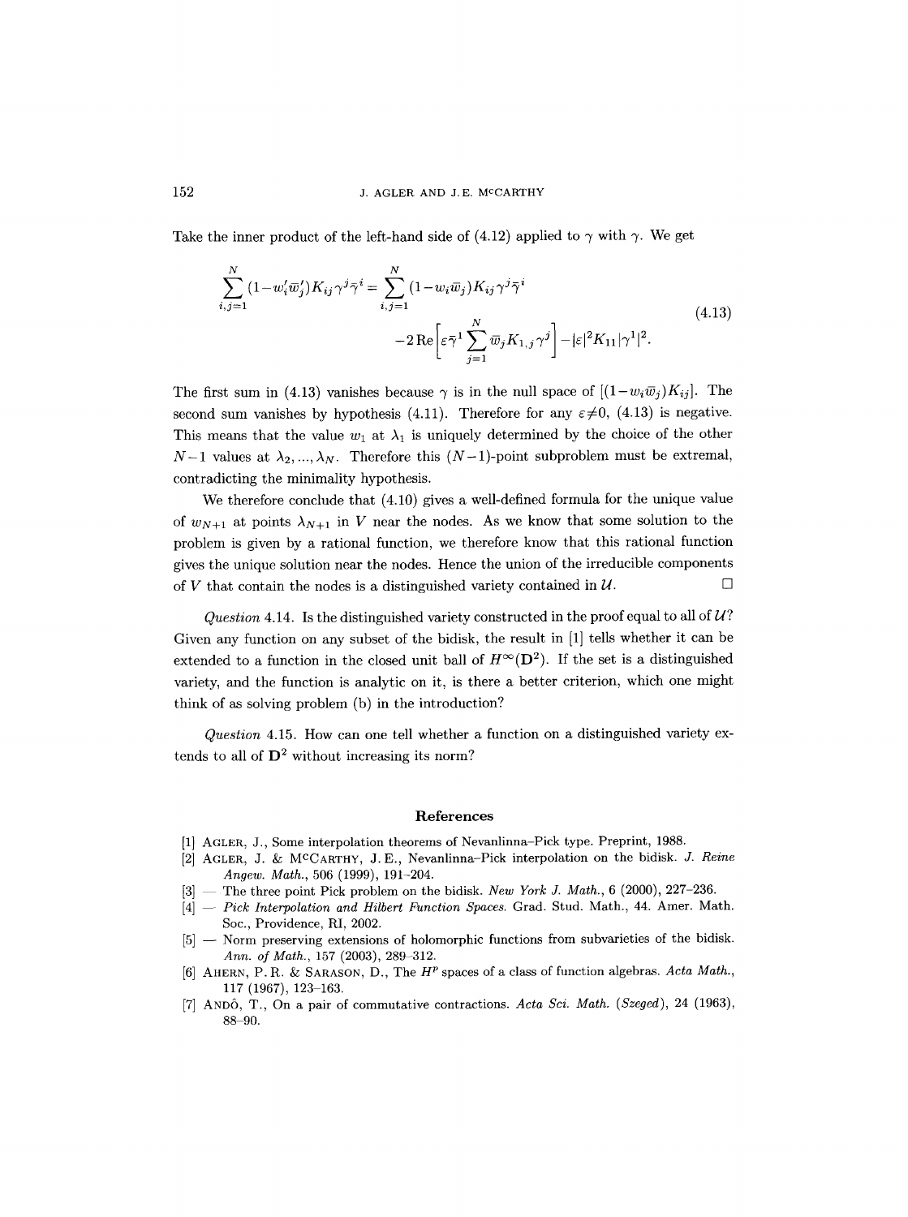Take the inner product of the left-hand side of (4.12) applied to $\gamma$ with $\gamma$. We get

$$\sum_{i,j=1}^{N}(1-w_i'\bar{w}_j')K_{ij}\gamma^j\bar{\gamma}^i = \sum_{i,j=1}^{N}(1-w_i\bar{w}_j)K_{ij}\gamma^j\bar{\gamma}^i \\ -2\operatorname{Re}\left[\varepsilon\bar{\gamma}^1\sum_{j=1}^{N}\bar{w}_jK_{1,j}\gamma^j\right]-|\varepsilon|^2K_{11}|\gamma^1|^2. \tag{4.13}$$

The first sum in (4.13) vanishes because $\gamma$ is in the null space of $[(1-w_i\bar{w}_j)K_{ij}]$. The second sum vanishes by hypothesis (4.11). Therefore for any $\varepsilon\neq 0$, (4.13) is negative. This means that the value $w_1$ at $\lambda_1$ is uniquely determined by the choice of the other $N-1$ values at $\lambda_2, ..., \lambda_N$. Therefore this $(N-1)$-point subproblem must be extremal, contradicting the minimality hypothesis.

We therefore conclude that (4.10) gives a well-defined formula for the unique value of $w_{N+1}$ at points $\lambda_{N+1}$ in $V$ near the nodes. As we know that some solution to the problem is given by a rational function, we therefore know that this rational function gives the unique solution near the nodes. Hence the union of the irreducible components of $V$ that contain the nodes is a distinguished variety contained in $\mathcal{U}$. $\square$

*Question* 4.14. Is the distinguished variety constructed in the proof equal to all of $\mathcal{U}$? Given any function on any subset of the bidisk, the result in [1] tells whether it can be extended to a function in the closed unit ball of $H^\infty(\mathbf{D}^2)$. If the set is a distinguished variety, and the function is analytic on it, is there a better criterion, which one might think of as solving problem (b) in the introduction?

*Question* 4.15. How can one tell whether a function on a distinguished variety extends to all of $\mathbf{D}^2$ without increasing its norm?

## References

[1] Agler, J., Some interpolation theorems of Nevanlinna–Pick type. Preprint, 1988.

[2] Agler, J. & McCarthy, J. E., Nevanlinna–Pick interpolation on the bidisk. *J. Reine Angew. Math.*, 506 (1999), 191–204.

[3] — The three point Pick problem on the bidisk. *New York J. Math.*, 6 (2000), 227–236.

[4] — *Pick Interpolation and Hilbert Function Spaces.* Grad. Stud. Math., 44. Amer. Math. Soc., Providence, RI, 2002.

[5] — Norm preserving extensions of holomorphic functions from subvarieties of the bidisk. *Ann. of Math.*, 157 (2003), 289–312.

[6] Ahern, P. R. & Sarason, D., The $H^p$ spaces of a class of function algebras. *Acta Math.*, 117 (1967), 123–163.

[7] Andô, T., On a pair of commutative contractions. *Acta Sci. Math. (Szeged)*, 24 (1963), 88–90.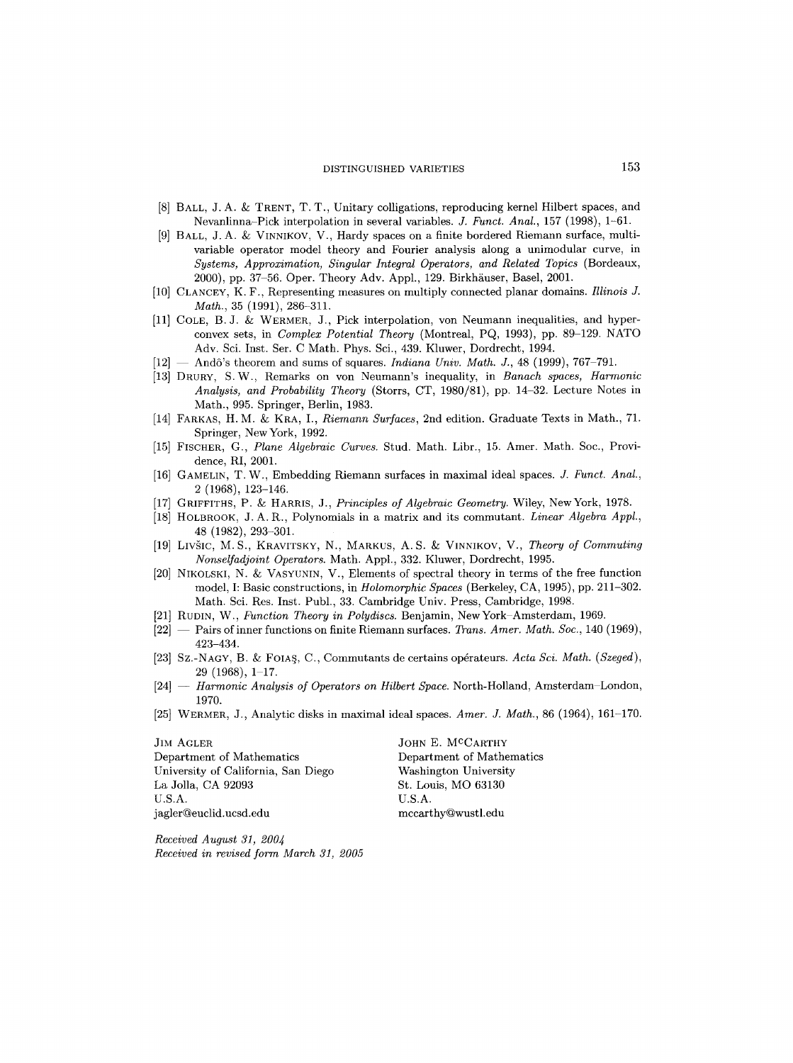[8] BALL, J. A. & TRENT, T. T., Unitary colligations, reproducing kernel Hilbert spaces, and Nevanlinna–Pick interpolation in several variables. *J. Funct. Anal.*, 157 (1998), 1–61.

[9] BALL, J. A. & VINNIKOV, V., Hardy spaces on a finite bordered Riemann surface, multivariable operator model theory and Fourier analysis along a unimodular curve, in *Systems, Approximation, Singular Integral Operators, and Related Topics* (Bordeaux, 2000), pp. 37–56. Oper. Theory Adv. Appl., 129. Birkhäuser, Basel, 2001.

[10] CLANCEY, K. F., Representing measures on multiply connected planar domains. *Illinois J. Math.*, 35 (1991), 286–311.

[11] COLE, B. J. & WERMER, J., Pick interpolation, von Neumann inequalities, and hyperconvex sets, in *Complex Potential Theory* (Montreal, PQ, 1993), pp. 89–129. NATO Adv. Sci. Inst. Ser. C Math. Phys. Sci., 439. Kluwer, Dordrecht, 1994.

[12] — Andô's theorem and sums of squares. *Indiana Univ. Math. J.*, 48 (1999), 767–791.

[13] DRURY, S. W., Remarks on von Neumann's inequality, in *Banach spaces, Harmonic Analysis, and Probability Theory* (Storrs, CT, 1980/81), pp. 14–32. Lecture Notes in Math., 995. Springer, Berlin, 1983.

[14] FARKAS, H. M. & KRA, I., *Riemann Surfaces*, 2nd edition. Graduate Texts in Math., 71. Springer, New York, 1992.

[15] FISCHER, G., *Plane Algebraic Curves*. Stud. Math. Libr., 15. Amer. Math. Soc., Providence, RI, 2001.

[16] GAMELIN, T. W., Embedding Riemann surfaces in maximal ideal spaces. *J. Funct. Anal.*, 2 (1968), 123–146.

[17] GRIFFITHS, P. & HARRIS, J., *Principles of Algebraic Geometry*. Wiley, New York, 1978.

[18] HOLBROOK, J. A. R., Polynomials in a matrix and its commutant. *Linear Algebra Appl.*, 48 (1982), 293–301.

[19] LIVŠIC, M. S., KRAVITSKY, N., MARKUS, A. S. & VINNIKOV, V., *Theory of Commuting Nonselfadjoint Operators*. Math. Appl., 332. Kluwer, Dordrecht, 1995.

[20] NIKOLSKI, N. & VASYUNIN, V., Elements of spectral theory in terms of the free function model, I: Basic constructions, in *Holomorphic Spaces* (Berkeley, CA, 1995), pp. 211–302. Math. Sci. Res. Inst. Publ., 33. Cambridge Univ. Press, Cambridge, 1998.

[21] RUDIN, W., *Function Theory in Polydiscs*. Benjamin, New York–Amsterdam, 1969.

[22] — Pairs of inner functions on finite Riemann surfaces. *Trans. Amer. Math. Soc.*, 140 (1969), 423–434.

[23] SZ.-NAGY, B. & FOIAŞ, C., Commutants de certains opérateurs. *Acta Sci. Math. (Szeged)*, 29 (1968), 1–17.

[24] — *Harmonic Analysis of Operators on Hilbert Space*. North-Holland, Amsterdam–London, 1970.

[25] WERMER, J., Analytic disks in maximal ideal spaces. *Amer. J. Math.*, 86 (1964), 161–170.

JIM AGLER
Department of Mathematics
University of California, San Diego
La Jolla, CA 92093
U.S.A.
jagler@euclid.ucsd.edu

JOHN E. MCCARTHY
Department of Mathematics
Washington University
St. Louis, MO 63130
U.S.A.
mccarthy@wustl.edu

*Received August 31, 2004*
*Received in revised form March 31, 2005*